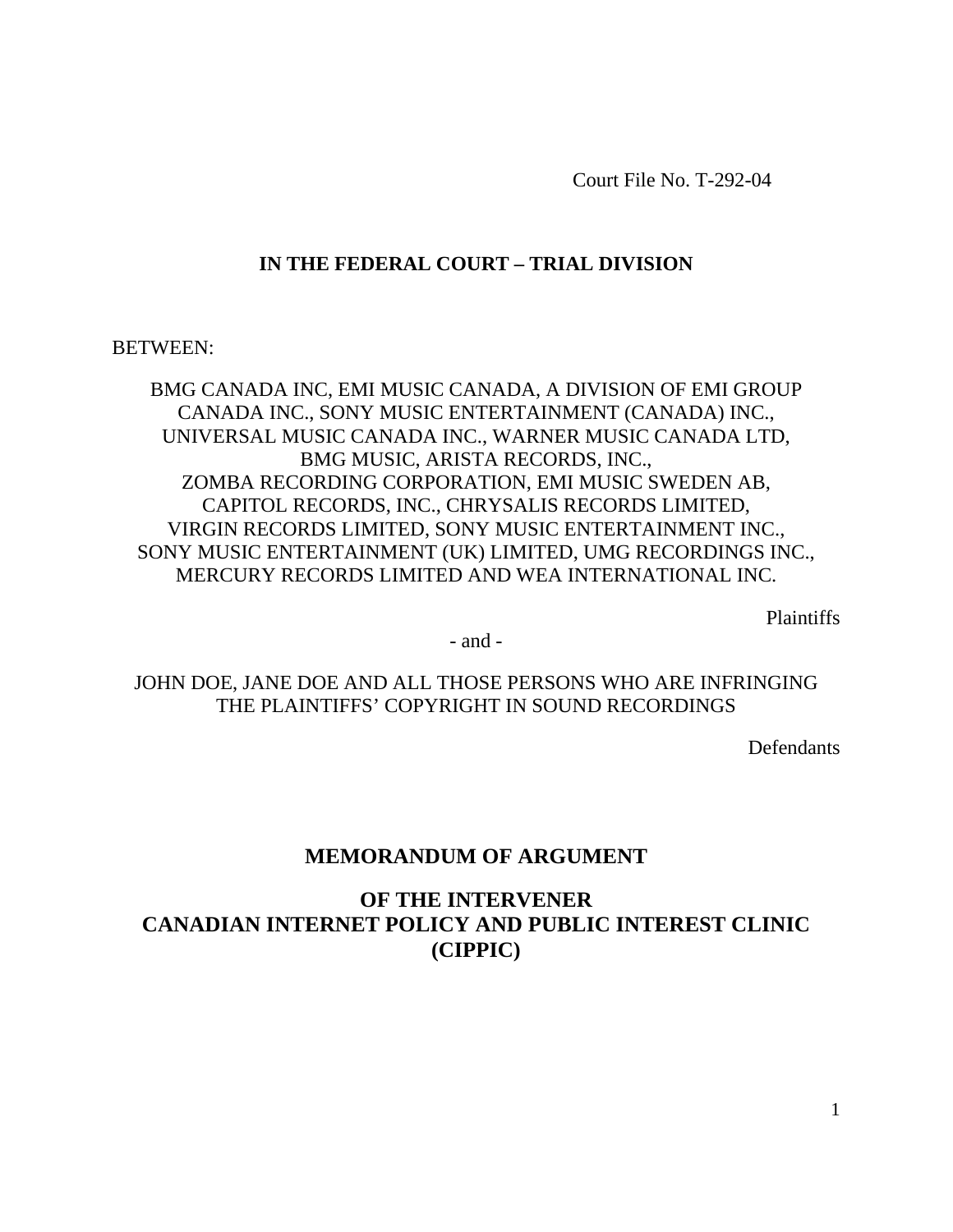Court File No. T-292-04

**IN THE FEDERAL COURT – TRIAL DIVISION**

BETWEEN:

BMG CANADA INC, EMI MUSIC CANADA, A DIVISION OF EMI GROUP CANADA INC., SONY MUSIC ENTERTAINMENT (CANADA) INC., UNIVERSAL MUSIC CANADA INC., WARNER MUSIC CANADA LTD, BMG MUSIC, ARISTA RECORDS, INC., ZOMBA RECORDING CORPORATION, EMI MUSIC SWEDEN AB, CAPITOL RECORDS, INC., CHRYSALIS RECORDS LIMITED, VIRGIN RECORDS LIMITED, SONY MUSIC ENTERTAINMENT INC., SONY MUSIC ENTERTAINMENT (UK) LIMITED, UMG RECORDINGS INC., MERCURY RECORDS LIMITED AND WEA INTERNATIONAL INC.

Plaintiffs

- and -

JOHN DOE, JANE DOE AND ALL THOSE PERSONS WHO ARE INFRINGING THE PLAINTIFFS' COPYRIGHT IN SOUND RECORDINGS

Defendants

# MEMORANDUM OF ARGUMENT

# OF THE INTERVENER CANADIAN INTERNET POLICY AND PUBLIC INTEREST CLINIC (CIPPIC)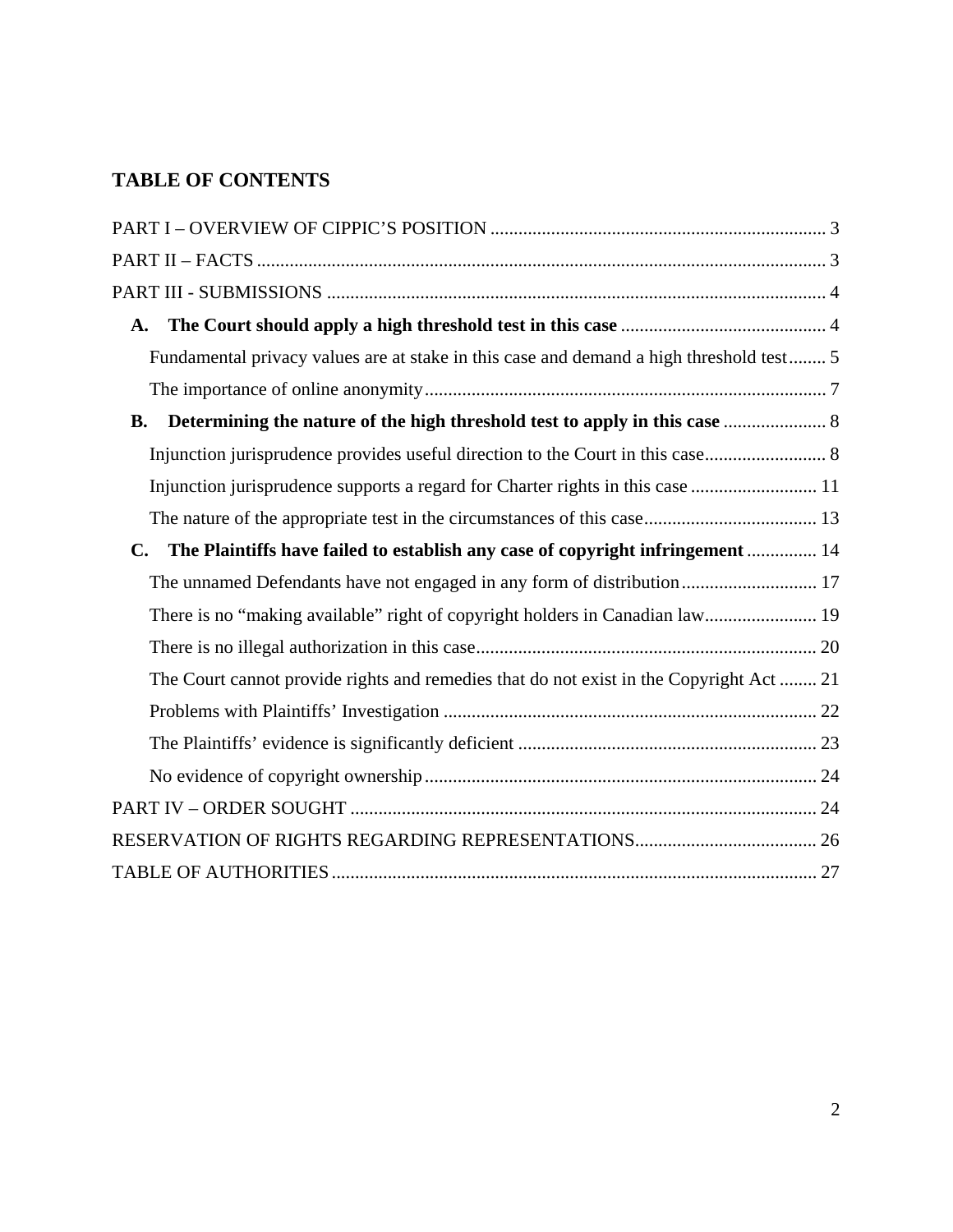## TABLE OF CONTENTS

PART I – OVERVIEW OF CIPPIC'S POSITION ........................................................................ 3

PART II – FACTS ......................................................................................................................... 3

PART III - SUBMISSIONS ........................................................................................................... 4

- **A. The Court should apply a high threshold test in this case** ............................................ 4
  - Fundamental privacy values are at stake in this case and demand a high threshold test........ 5
  - The importance of online anonymity ...................................................................................... 7
- **B. Determining the nature of the high threshold test to apply in this case** ...................... 8
  - Injunction jurisprudence provides useful direction to the Court in this case.......................... 8
  - Injunction jurisprudence supports a regard for Charter rights in this case ........................... 11
  - The nature of the appropriate test in the circumstances of this case..................................... 13
- **C. The Plaintiffs have failed to establish any case of copyright infringement** ............... 14
  - The unnamed Defendants have not engaged in any form of distribution............................. 17
  - There is no "making available" right of copyright holders in Canadian law........................ 19
  - There is no illegal authorization in this case......................................................................... 20
  - The Court cannot provide rights and remedies that do not exist in the Copyright Act ........ 21
  - Problems with Plaintiffs' Investigation ................................................................................ 22
  - The Plaintiffs' evidence is significantly deficient ................................................................ 23
  - No evidence of copyright ownership.................................................................................... 24

PART IV – ORDER SOUGHT .................................................................................................... 24

RESERVATION OF RIGHTS REGARDING REPRESENTATIONS....................................... 26

TABLE OF AUTHORITIES ........................................................................................................ 27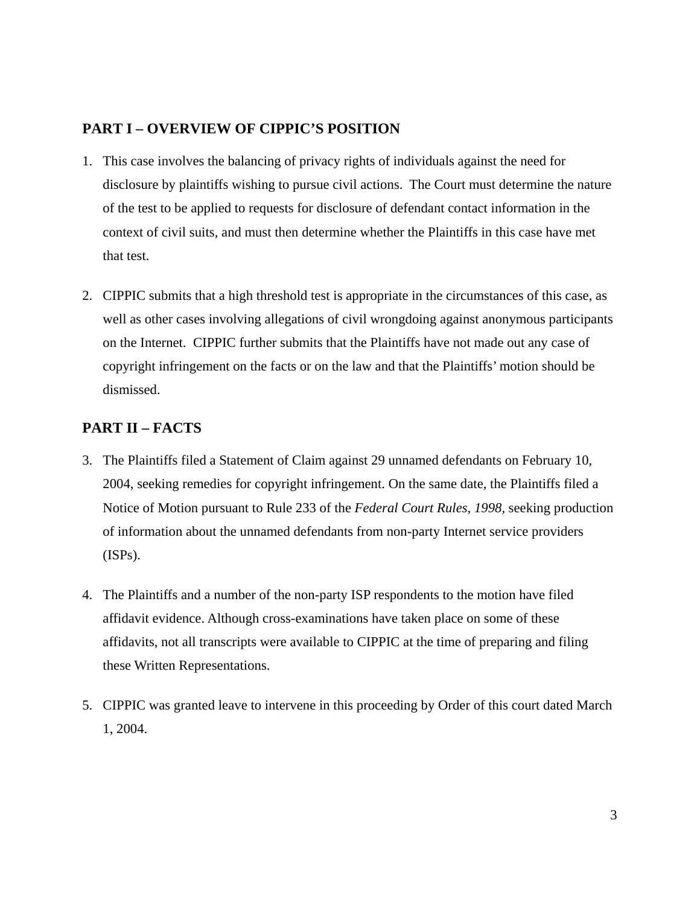## PART I – OVERVIEW OF CIPPIC'S POSITION

1. This case involves the balancing of privacy rights of individuals against the need for disclosure by plaintiffs wishing to pursue civil actions. The Court must determine the nature of the test to be applied to requests for disclosure of defendant contact information in the context of civil suits, and must then determine whether the Plaintiffs in this case have met that test.

2. CIPPIC submits that a high threshold test is appropriate in the circumstances of this case, as well as other cases involving allegations of civil wrongdoing against anonymous participants on the Internet. CIPPIC further submits that the Plaintiffs have not made out any case of copyright infringement on the facts or on the law and that the Plaintiffs' motion should be dismissed.

## PART II – FACTS

3. The Plaintiffs filed a Statement of Claim against 29 unnamed defendants on February 10, 2004, seeking remedies for copyright infringement. On the same date, the Plaintiffs filed a Notice of Motion pursuant to Rule 233 of the *Federal Court Rules, 1998*, seeking production of information about the unnamed defendants from non-party Internet service providers (ISPs).

4. The Plaintiffs and a number of the non-party ISP respondents to the motion have filed affidavit evidence. Although cross-examinations have taken place on some of these affidavits, not all transcripts were available to CIPPIC at the time of preparing and filing these Written Representations.

5. CIPPIC was granted leave to intervene in this proceeding by Order of this court dated March 1, 2004.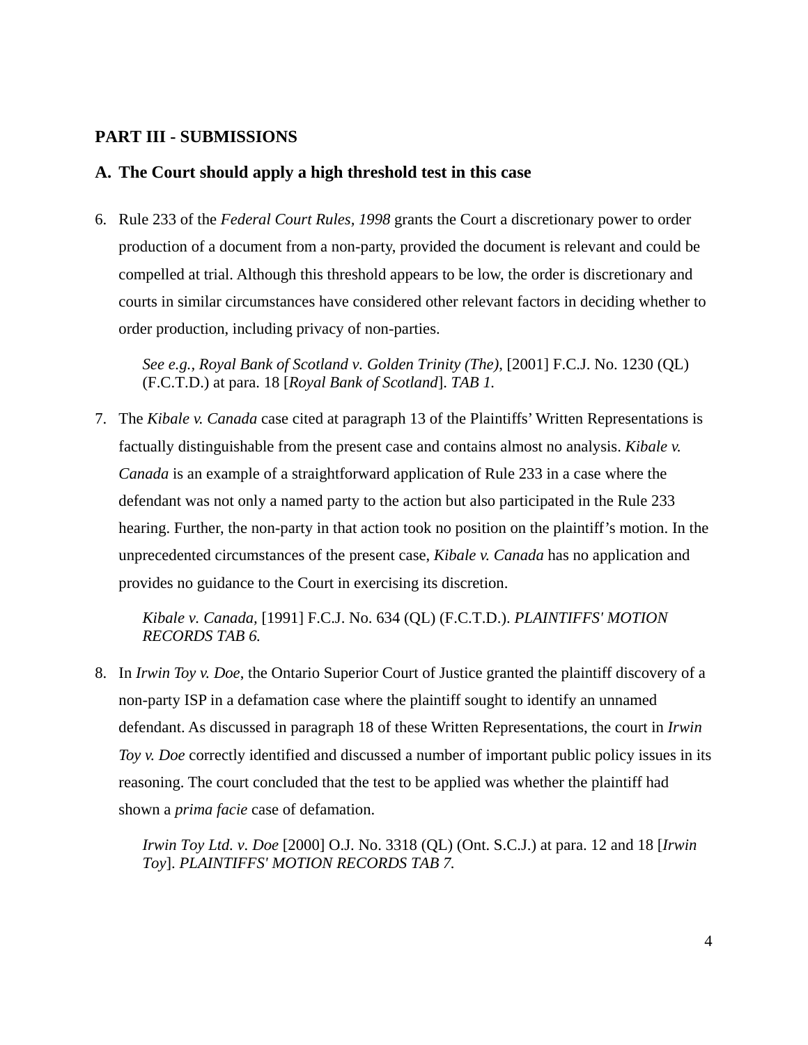## PART III - SUBMISSIONS

### A. The Court should apply a high threshold test in this case

6. Rule 233 of the *Federal Court Rules, 1998* grants the Court a discretionary power to order production of a document from a non-party, provided the document is relevant and could be compelled at trial. Although this threshold appears to be low, the order is discretionary and courts in similar circumstances have considered other relevant factors in deciding whether to order production, including privacy of non-parties.

   *See e.g., Royal Bank of Scotland v. Golden Trinity (The)*, [2001] F.C.J. No. 1230 (QL) (F.C.T.D.) at para. 18 [*Royal Bank of Scotland*]. *TAB 1.*

7. The *Kibale v. Canada* case cited at paragraph 13 of the Plaintiffs' Written Representations is factually distinguishable from the present case and contains almost no analysis. *Kibale v. Canada* is an example of a straightforward application of Rule 233 in a case where the defendant was not only a named party to the action but also participated in the Rule 233 hearing. Further, the non-party in that action took no position on the plaintiff's motion. In the unprecedented circumstances of the present case, *Kibale v. Canada* has no application and provides no guidance to the Court in exercising its discretion.

   *Kibale v. Canada*, [1991] F.C.J. No. 634 (QL) (F.C.T.D.). *PLAINTIFFS' MOTION RECORDS TAB 6.*

8. In *Irwin Toy v. Doe*, the Ontario Superior Court of Justice granted the plaintiff discovery of a non-party ISP in a defamation case where the plaintiff sought to identify an unnamed defendant. As discussed in paragraph 18 of these Written Representations, the court in *Irwin Toy v. Doe* correctly identified and discussed a number of important public policy issues in its reasoning. The court concluded that the test to be applied was whether the plaintiff had shown a *prima facie* case of defamation.

   *Irwin Toy Ltd. v. Doe* [2000] O.J. No. 3318 (QL) (Ont. S.C.J.) at para. 12 and 18 [*Irwin Toy*]. *PLAINTIFFS' MOTION RECORDS TAB 7.*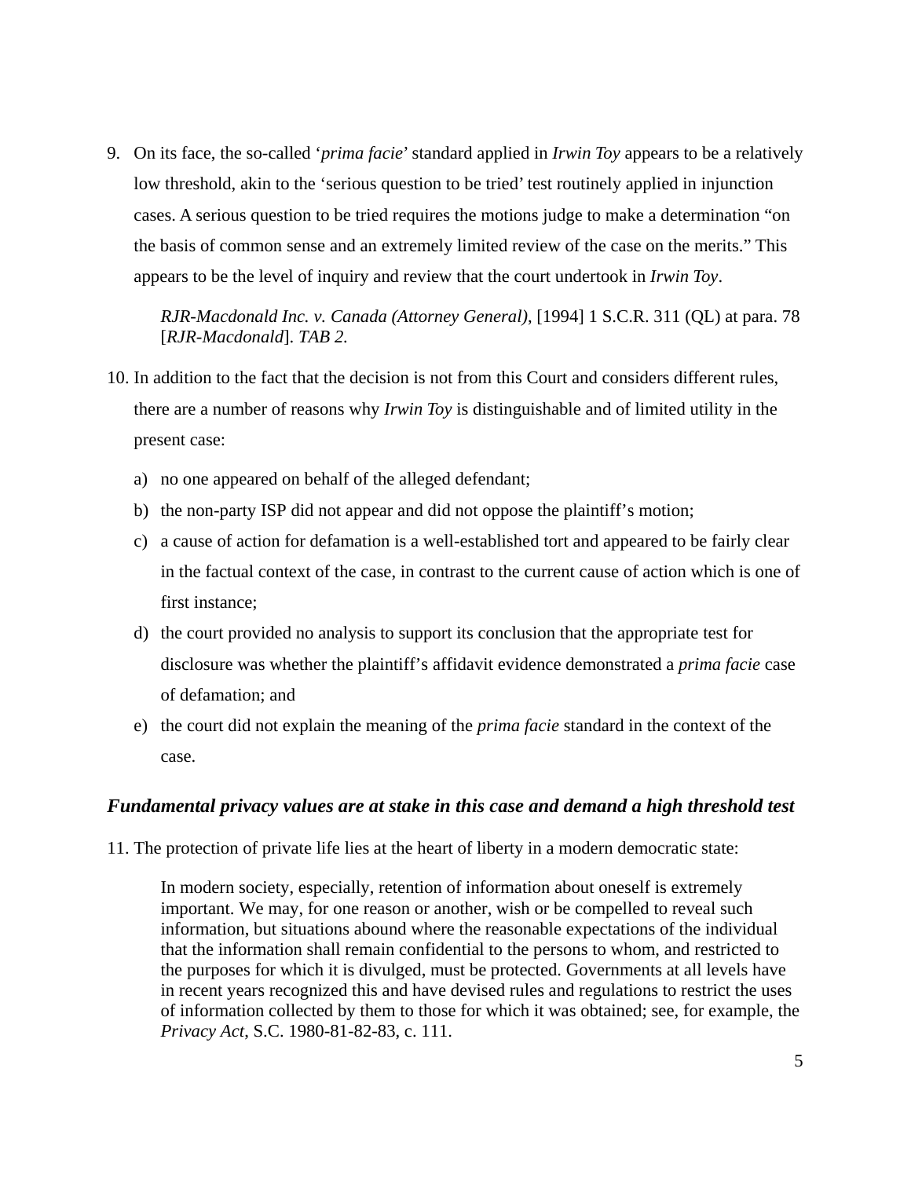9. On its face, the so-called '*prima facie*' standard applied in *Irwin Toy* appears to be a relatively low threshold, akin to the 'serious question to be tried' test routinely applied in injunction cases. A serious question to be tried requires the motions judge to make a determination "on the basis of common sense and an extremely limited review of the case on the merits." This appears to be the level of inquiry and review that the court undertook in *Irwin Toy*.

   *RJR-Macdonald Inc. v. Canada (Attorney General)*, [1994] 1 S.C.R. 311 (QL) at para. 78 [*RJR-Macdonald*]. *TAB 2.*

10. In addition to the fact that the decision is not from this Court and considers different rules, there are a number of reasons why *Irwin Toy* is distinguishable and of limited utility in the present case:

    a) no one appeared on behalf of the alleged defendant;
    b) the non-party ISP did not appear and did not oppose the plaintiff's motion;
    c) a cause of action for defamation is a well-established tort and appeared to be fairly clear in the factual context of the case, in contrast to the current cause of action which is one of first instance;
    d) the court provided no analysis to support its conclusion that the appropriate test for disclosure was whether the plaintiff's affidavit evidence demonstrated a *prima facie* case of defamation; and
    e) the court did not explain the meaning of the *prima facie* standard in the context of the case.

### *Fundamental privacy values are at stake in this case and demand a high threshold test*

11. The protection of private life lies at the heart of liberty in a modern democratic state:

    > In modern society, especially, retention of information about oneself is extremely important. We may, for one reason or another, wish or be compelled to reveal such information, but situations abound where the reasonable expectations of the individual that the information shall remain confidential to the persons to whom, and restricted to the purposes for which it is divulged, must be protected. Governments at all levels have in recent years recognized this and have devised rules and regulations to restrict the uses of information collected by them to those for which it was obtained; see, for example, the *Privacy Act*, S.C. 1980-81-82-83, c. 111.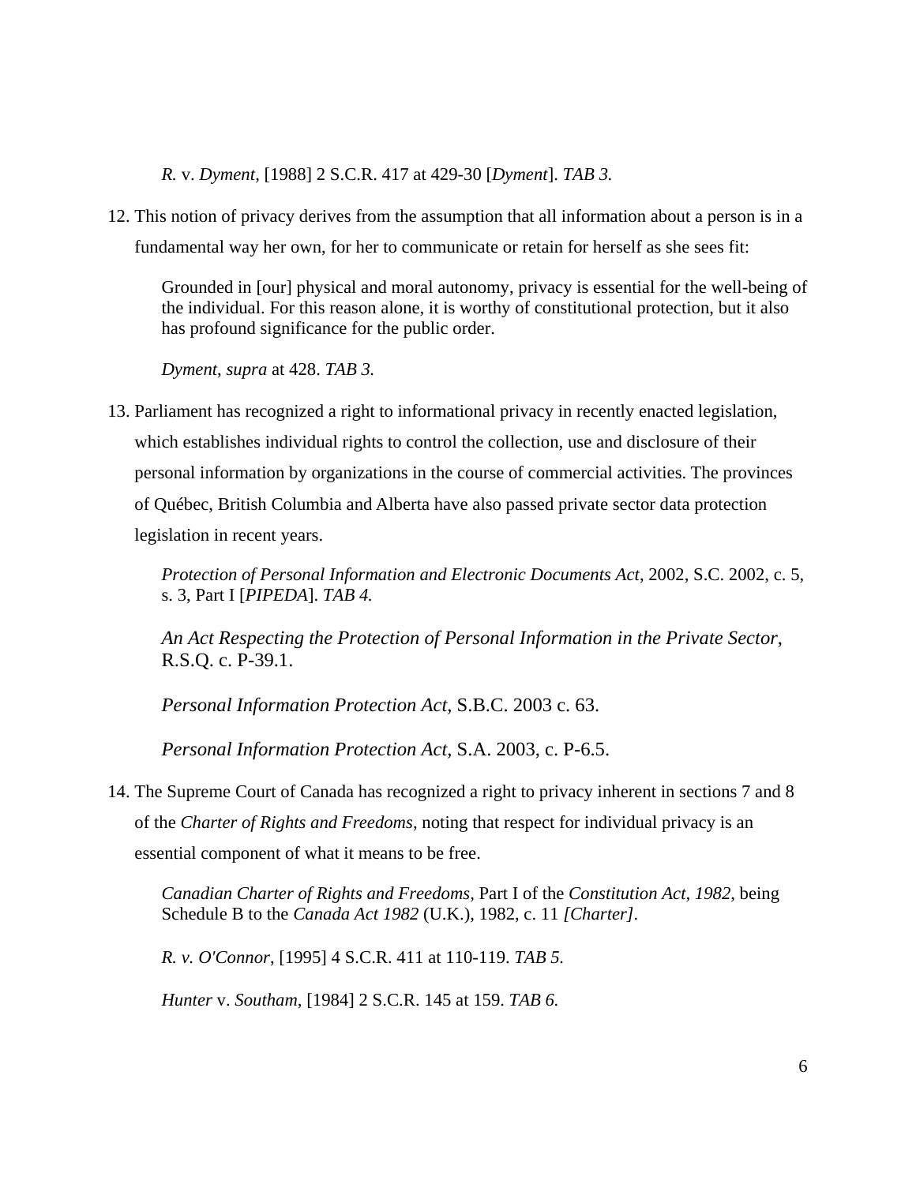*R.* v. *Dyment*, [1988] 2 S.C.R. 417 at 429-30 [*Dyment*]. *TAB 3.*

12. This notion of privacy derives from the assumption that all information about a person is in a fundamental way her own, for her to communicate or retain for herself as she sees fit:

> Grounded in [our] physical and moral autonomy, privacy is essential for the well-being of the individual. For this reason alone, it is worthy of constitutional protection, but it also has profound significance for the public order.
>
> *Dyment*, *supra* at 428. *TAB 3.*

13. Parliament has recognized a right to informational privacy in recently enacted legislation, which establishes individual rights to control the collection, use and disclosure of their personal information by organizations in the course of commercial activities. The provinces of Québec, British Columbia and Alberta have also passed private sector data protection legislation in recent years.

> *Protection of Personal Information and Electronic Documents Act*, 2002, S.C. 2002, c. 5, s. 3, Part I [*PIPEDA*]. *TAB 4.*
>
> *An Act Respecting the Protection of Personal Information in the Private Sector*, R.S.Q. c. P-39.1.
>
> *Personal Information Protection Act*, S.B.C. 2003 c. 63.
>
> *Personal Information Protection Act*, S.A. 2003, c. P-6.5.

14. The Supreme Court of Canada has recognized a right to privacy inherent in sections 7 and 8 of the *Charter of Rights and Freedoms*, noting that respect for individual privacy is an essential component of what it means to be free.

> *Canadian Charter of Rights and Freedoms,* Part I of the *Constitution Act, 1982*, being Schedule B to the *Canada Act 1982* (U.K.), 1982, c. 11 *[Charter]*.
>
> *R. v. O'Connor*, [1995] 4 S.C.R. 411 at 110-119. *TAB 5.*
>
> *Hunter* v. *Southam*, [1984] 2 S.C.R. 145 at 159. *TAB 6.*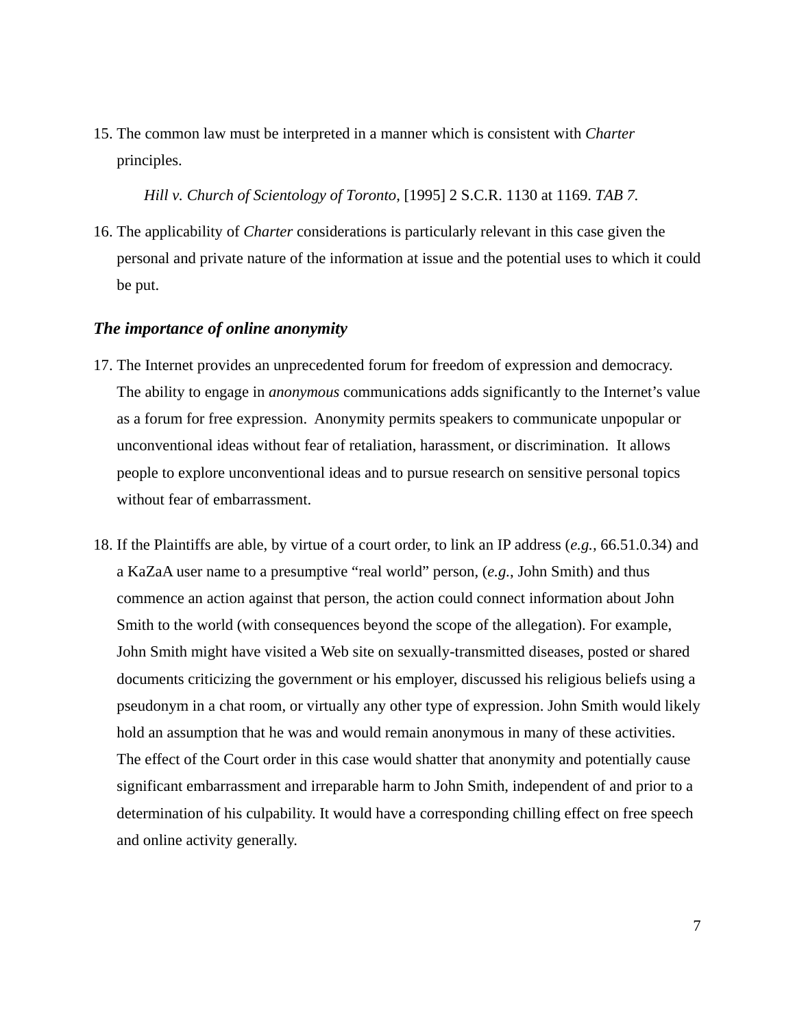15. The common law must be interpreted in a manner which is consistent with *Charter* principles.

    *Hill v. Church of Scientology of Toronto*, [1995] 2 S.C.R. 1130 at 1169. *TAB 7.*

16. The applicability of *Charter* considerations is particularly relevant in this case given the personal and private nature of the information at issue and the potential uses to which it could be put.

### *The importance of online anonymity*

17. The Internet provides an unprecedented forum for freedom of expression and democracy. The ability to engage in *anonymous* communications adds significantly to the Internet's value as a forum for free expression. Anonymity permits speakers to communicate unpopular or unconventional ideas without fear of retaliation, harassment, or discrimination. It allows people to explore unconventional ideas and to pursue research on sensitive personal topics without fear of embarrassment.

18. If the Plaintiffs are able, by virtue of a court order, to link an IP address (*e.g.*, 66.51.0.34) and a KaZaA user name to a presumptive "real world" person, (*e.g.*, John Smith) and thus commence an action against that person, the action could connect information about John Smith to the world (with consequences beyond the scope of the allegation). For example, John Smith might have visited a Web site on sexually-transmitted diseases, posted or shared documents criticizing the government or his employer, discussed his religious beliefs using a pseudonym in a chat room, or virtually any other type of expression. John Smith would likely hold an assumption that he was and would remain anonymous in many of these activities. The effect of the Court order in this case would shatter that anonymity and potentially cause significant embarrassment and irreparable harm to John Smith, independent of and prior to a determination of his culpability. It would have a corresponding chilling effect on free speech and online activity generally.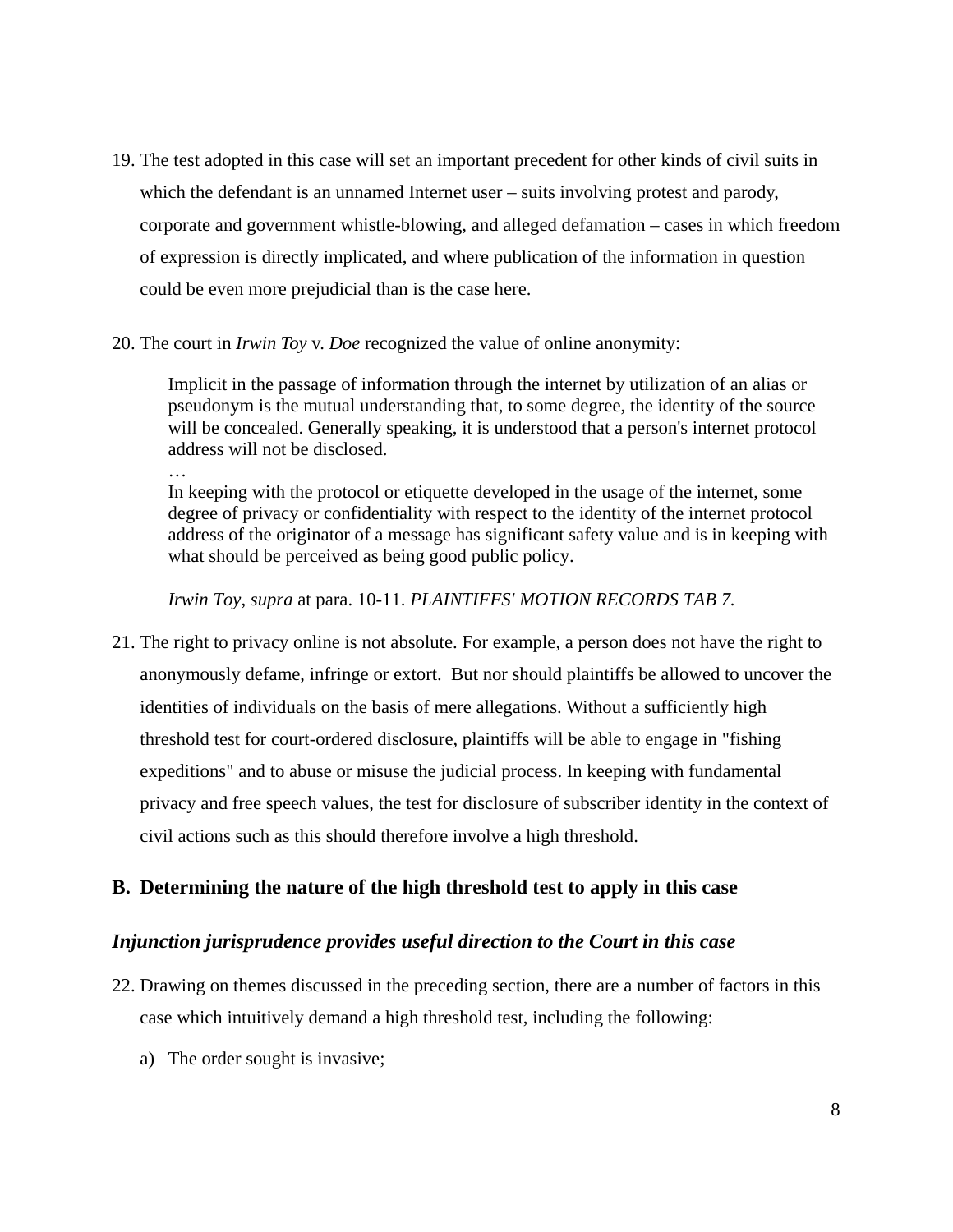19. The test adopted in this case will set an important precedent for other kinds of civil suits in which the defendant is an unnamed Internet user – suits involving protest and parody, corporate and government whistle-blowing, and alleged defamation – cases in which freedom of expression is directly implicated, and where publication of the information in question could be even more prejudicial than is the case here.

20. The court in *Irwin Toy* v. *Doe* recognized the value of online anonymity:

> Implicit in the passage of information through the internet by utilization of an alias or pseudonym is the mutual understanding that, to some degree, the identity of the source will be concealed. Generally speaking, it is understood that a person's internet protocol address will not be disclosed.
>
> …
>
> In keeping with the protocol or etiquette developed in the usage of the internet, some degree of privacy or confidentiality with respect to the identity of the internet protocol address of the originator of a message has significant safety value and is in keeping with what should be perceived as being good public policy.
>
> *Irwin Toy, supra* at para. 10-11. *PLAINTIFFS' MOTION RECORDS TAB 7.*

21. The right to privacy online is not absolute. For example, a person does not have the right to anonymously defame, infringe or extort. But nor should plaintiffs be allowed to uncover the identities of individuals on the basis of mere allegations. Without a sufficiently high threshold test for court-ordered disclosure, plaintiffs will be able to engage in "fishing expeditions" and to abuse or misuse the judicial process. In keeping with fundamental privacy and free speech values, the test for disclosure of subscriber identity in the context of civil actions such as this should therefore involve a high threshold.

## B. Determining the nature of the high threshold test to apply in this case

### *Injunction jurisprudence provides useful direction to the Court in this case*

22. Drawing on themes discussed in the preceding section, there are a number of factors in this case which intuitively demand a high threshold test, including the following:

    a) The order sought is invasive;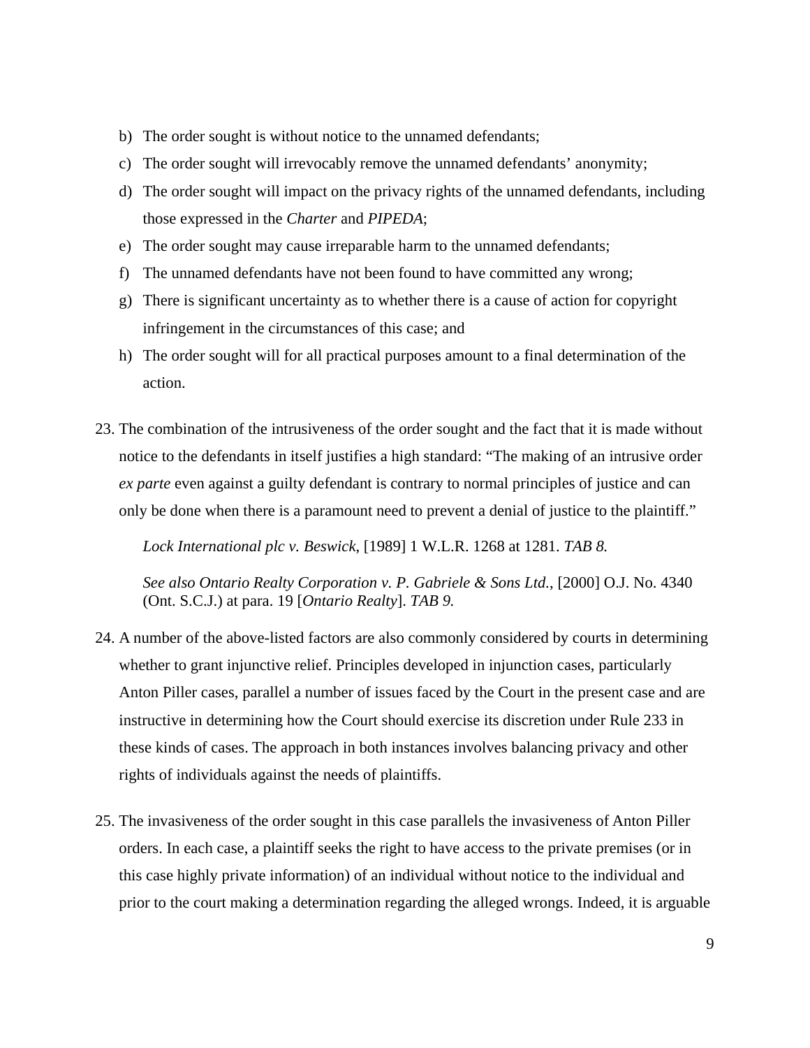b) The order sought is without notice to the unnamed defendants;
c) The order sought will irrevocably remove the unnamed defendants' anonymity;
d) The order sought will impact on the privacy rights of the unnamed defendants, including those expressed in the *Charter* and *PIPEDA*;
e) The order sought may cause irreparable harm to the unnamed defendants;
f) The unnamed defendants have not been found to have committed any wrong;
g) There is significant uncertainty as to whether there is a cause of action for copyright infringement in the circumstances of this case; and
h) The order sought will for all practical purposes amount to a final determination of the action.

23. The combination of the intrusiveness of the order sought and the fact that it is made without notice to the defendants in itself justifies a high standard: "The making of an intrusive order *ex parte* even against a guilty defendant is contrary to normal principles of justice and can only be done when there is a paramount need to prevent a denial of justice to the plaintiff."

    *Lock International plc v. Beswick*, [1989] 1 W.L.R. 1268 at 1281. *TAB 8.*

    *See also Ontario Realty Corporation v. P. Gabriele & Sons Ltd.*, [2000] O.J. No. 4340 (Ont. S.C.J.) at para. 19 [*Ontario Realty*]. *TAB 9.*

24. A number of the above-listed factors are also commonly considered by courts in determining whether to grant injunctive relief. Principles developed in injunction cases, particularly Anton Piller cases, parallel a number of issues faced by the Court in the present case and are instructive in determining how the Court should exercise its discretion under Rule 233 in these kinds of cases. The approach in both instances involves balancing privacy and other rights of individuals against the needs of plaintiffs.

25. The invasiveness of the order sought in this case parallels the invasiveness of Anton Piller orders. In each case, a plaintiff seeks the right to have access to the private premises (or in this case highly private information) of an individual without notice to the individual and prior to the court making a determination regarding the alleged wrongs. Indeed, it is arguable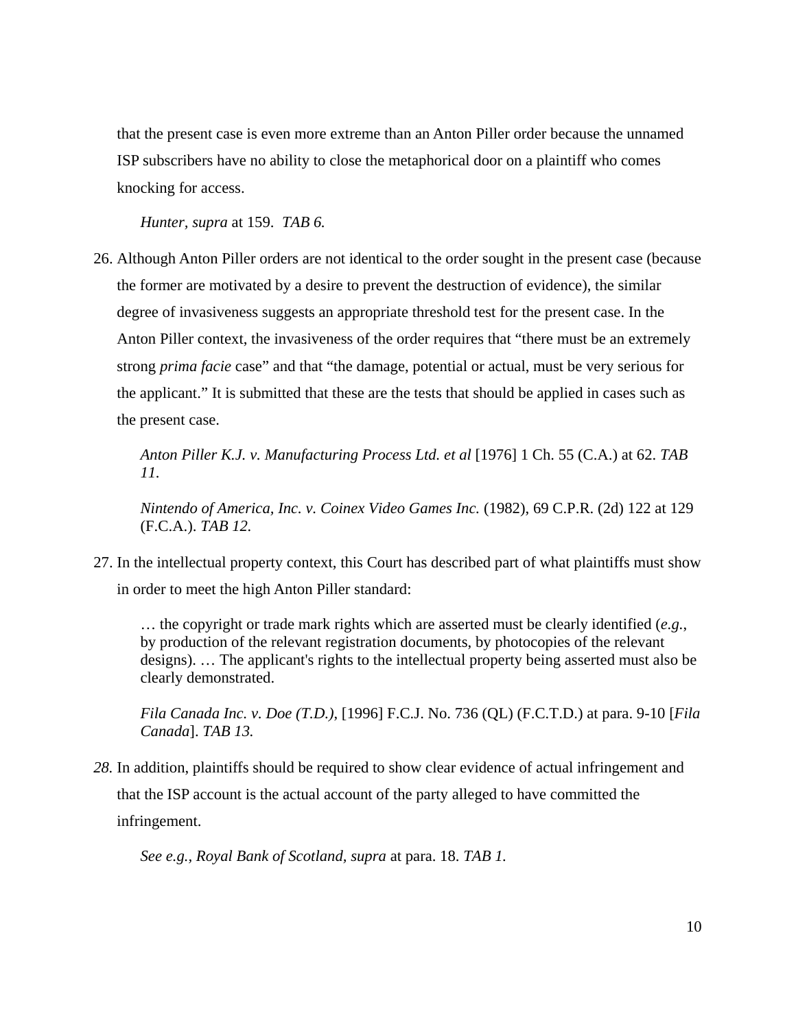that the present case is even more extreme than an Anton Piller order because the unnamed ISP subscribers have no ability to close the metaphorical door on a plaintiff who comes knocking for access.

> *Hunter*, *supra* at 159. *TAB 6.*

26. Although Anton Piller orders are not identical to the order sought in the present case (because the former are motivated by a desire to prevent the destruction of evidence), the similar degree of invasiveness suggests an appropriate threshold test for the present case. In the Anton Piller context, the invasiveness of the order requires that “there must be an extremely strong *prima facie* case” and that “the damage, potential or actual, must be very serious for the applicant.” It is submitted that these are the tests that should be applied in cases such as the present case.

> *Anton Piller K.J. v. Manufacturing Process Ltd. et al* [1976] 1 Ch. 55 (C.A.) at 62. *TAB 11.*
>
> *Nintendo of America, Inc. v. Coinex Video Games Inc.* (1982), 69 C.P.R. (2d) 122 at 129 (F.C.A.). *TAB 12.*

27. In the intellectual property context, this Court has described part of what plaintiffs must show in order to meet the high Anton Piller standard:

> … the copyright or trade mark rights which are asserted must be clearly identified (*e.g.*, by production of the relevant registration documents, by photocopies of the relevant designs). … The applicant's rights to the intellectual property being asserted must also be clearly demonstrated.
>
> *Fila Canada Inc. v. Doe (T.D.),* [1996] F.C.J. No. 736 (QL) (F.C.T.D.) at para. 9-10 [*Fila Canada*]. *TAB 13.*

*28.* In addition, plaintiffs should be required to show clear evidence of actual infringement and that the ISP account is the actual account of the party alleged to have committed the infringement.

> *See e.g., Royal Bank of Scotland, supra* at para. 18. *TAB 1.*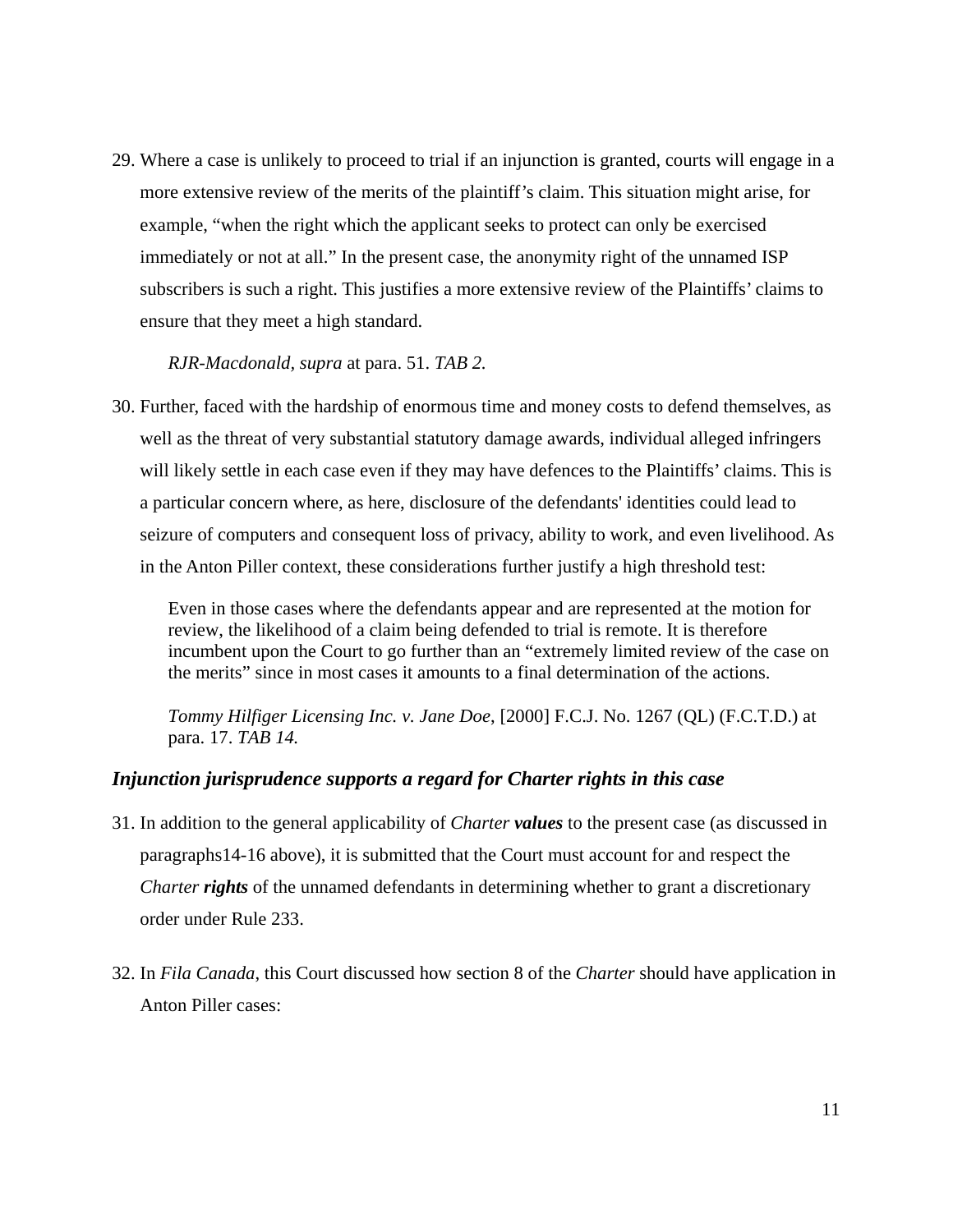29. Where a case is unlikely to proceed to trial if an injunction is granted, courts will engage in a more extensive review of the merits of the plaintiff's claim. This situation might arise, for example, "when the right which the applicant seeks to protect can only be exercised immediately or not at all." In the present case, the anonymity right of the unnamed ISP subscribers is such a right. This justifies a more extensive review of the Plaintiffs' claims to ensure that they meet a high standard.

   *RJR-Macdonald, supra* at para. 51. *TAB 2.*

30. Further, faced with the hardship of enormous time and money costs to defend themselves, as well as the threat of very substantial statutory damage awards, individual alleged infringers will likely settle in each case even if they may have defences to the Plaintiffs' claims. This is a particular concern where, as here, disclosure of the defendants' identities could lead to seizure of computers and consequent loss of privacy, ability to work, and even livelihood. As in the Anton Piller context, these considerations further justify a high threshold test:

   > Even in those cases where the defendants appear and are represented at the motion for review, the likelihood of a claim being defended to trial is remote. It is therefore incumbent upon the Court to go further than an "extremely limited review of the case on the merits" since in most cases it amounts to a final determination of the actions.
   >
   > *Tommy Hilfiger Licensing Inc. v. Jane Doe*, [2000] F.C.J. No. 1267 (QL) (F.C.T.D.) at para. 17. *TAB 14.*

### *Injunction jurisprudence supports a regard for Charter rights in this case*

31. In addition to the general applicability of *Charter* ***values*** to the present case (as discussed in paragraphs14-16 above), it is submitted that the Court must account for and respect the *Charter* ***rights*** of the unnamed defendants in determining whether to grant a discretionary order under Rule 233.

32. In *Fila Canada*, this Court discussed how section 8 of the *Charter* should have application in Anton Piller cases: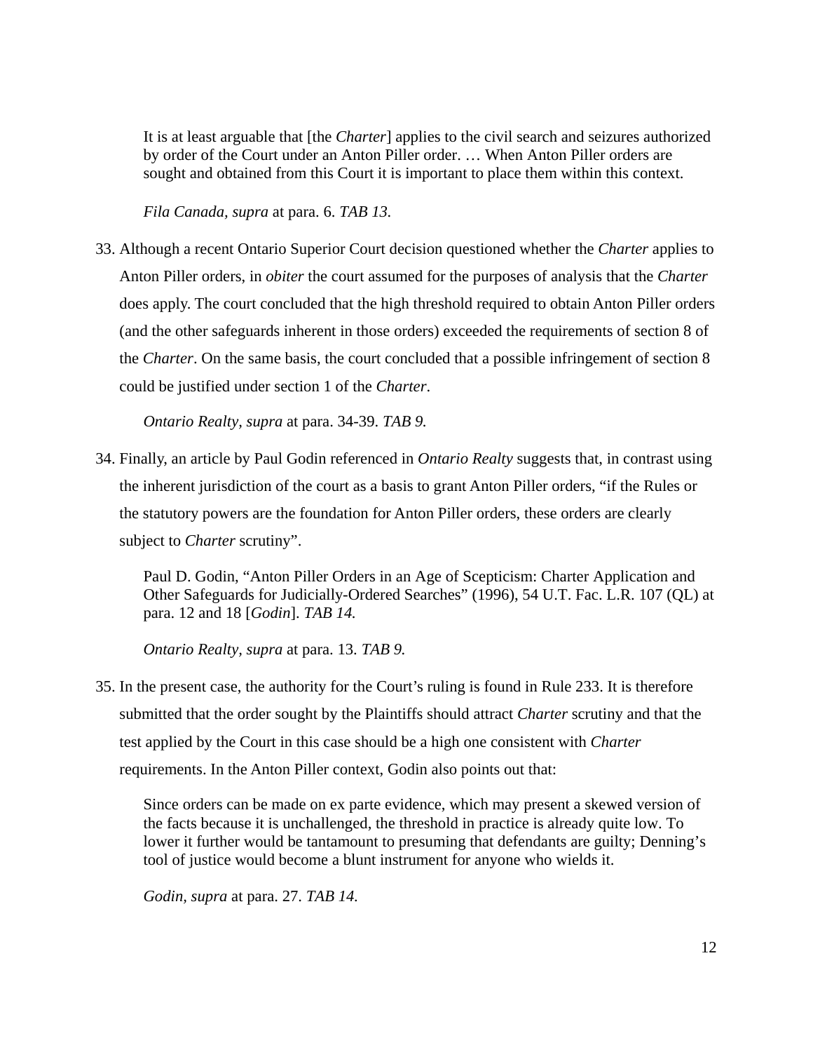> It is at least arguable that [the *Charter*] applies to the civil search and seizures authorized by order of the Court under an Anton Piller order. … When Anton Piller orders are sought and obtained from this Court it is important to place them within this context.
>
> *Fila Canada, supra* at para. 6. *TAB 13.*

33. Although a recent Ontario Superior Court decision questioned whether the *Charter* applies to Anton Piller orders, in *obiter* the court assumed for the purposes of analysis that the *Charter* does apply. The court concluded that the high threshold required to obtain Anton Piller orders (and the other safeguards inherent in those orders) exceeded the requirements of section 8 of the *Charter*. On the same basis, the court concluded that a possible infringement of section 8 could be justified under section 1 of the *Charter*.

    *Ontario Realty, supra* at para. 34-39. *TAB 9.*

34. Finally, an article by Paul Godin referenced in *Ontario Realty* suggests that, in contrast using the inherent jurisdiction of the court as a basis to grant Anton Piller orders, "if the Rules or the statutory powers are the foundation for Anton Piller orders, these orders are clearly subject to *Charter* scrutiny".

    Paul D. Godin, "Anton Piller Orders in an Age of Scepticism: Charter Application and Other Safeguards for Judicially-Ordered Searches" (1996), 54 U.T. Fac. L.R. 107 (QL) at para. 12 and 18 [*Godin*]. *TAB 14.*

    *Ontario Realty, supra* at para. 13. *TAB 9.*

35. In the present case, the authority for the Court's ruling is found in Rule 233. It is therefore submitted that the order sought by the Plaintiffs should attract *Charter* scrutiny and that the test applied by the Court in this case should be a high one consistent with *Charter* requirements. In the Anton Piller context, Godin also points out that:

    > Since orders can be made on ex parte evidence, which may present a skewed version of the facts because it is unchallenged, the threshold in practice is already quite low. To lower it further would be tantamount to presuming that defendants are guilty; Denning's tool of justice would become a blunt instrument for anyone who wields it.
    >
    > *Godin, supra* at para. 27. *TAB 14.*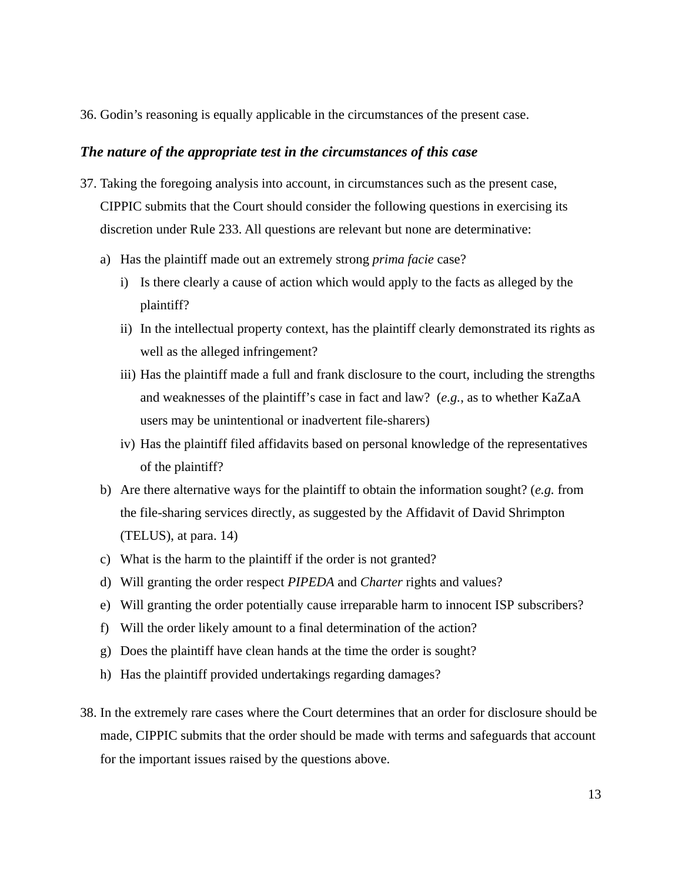36. Godin's reasoning is equally applicable in the circumstances of the present case.

### *The nature of the appropriate test in the circumstances of this case*

37. Taking the foregoing analysis into account, in circumstances such as the present case, CIPPIC submits that the Court should consider the following questions in exercising its discretion under Rule 233. All questions are relevant but none are determinative:

    a) Has the plaintiff made out an extremely strong *prima facie* case?

        i) Is there clearly a cause of action which would apply to the facts as alleged by the plaintiff?

        ii) In the intellectual property context, has the plaintiff clearly demonstrated its rights as well as the alleged infringement?

        iii) Has the plaintiff made a full and frank disclosure to the court, including the strengths and weaknesses of the plaintiff's case in fact and law? (*e.g.*, as to whether KaZaA users may be unintentional or inadvertent file-sharers)

        iv) Has the plaintiff filed affidavits based on personal knowledge of the representatives of the plaintiff?

    b) Are there alternative ways for the plaintiff to obtain the information sought? (*e.g.* from the file-sharing services directly, as suggested by the Affidavit of David Shrimpton (TELUS), at para. 14)

    c) What is the harm to the plaintiff if the order is not granted?

    d) Will granting the order respect *PIPEDA* and *Charter* rights and values?

    e) Will granting the order potentially cause irreparable harm to innocent ISP subscribers?

    f) Will the order likely amount to a final determination of the action?

    g) Does the plaintiff have clean hands at the time the order is sought?

    h) Has the plaintiff provided undertakings regarding damages?

38. In the extremely rare cases where the Court determines that an order for disclosure should be made, CIPPIC submits that the order should be made with terms and safeguards that account for the important issues raised by the questions above.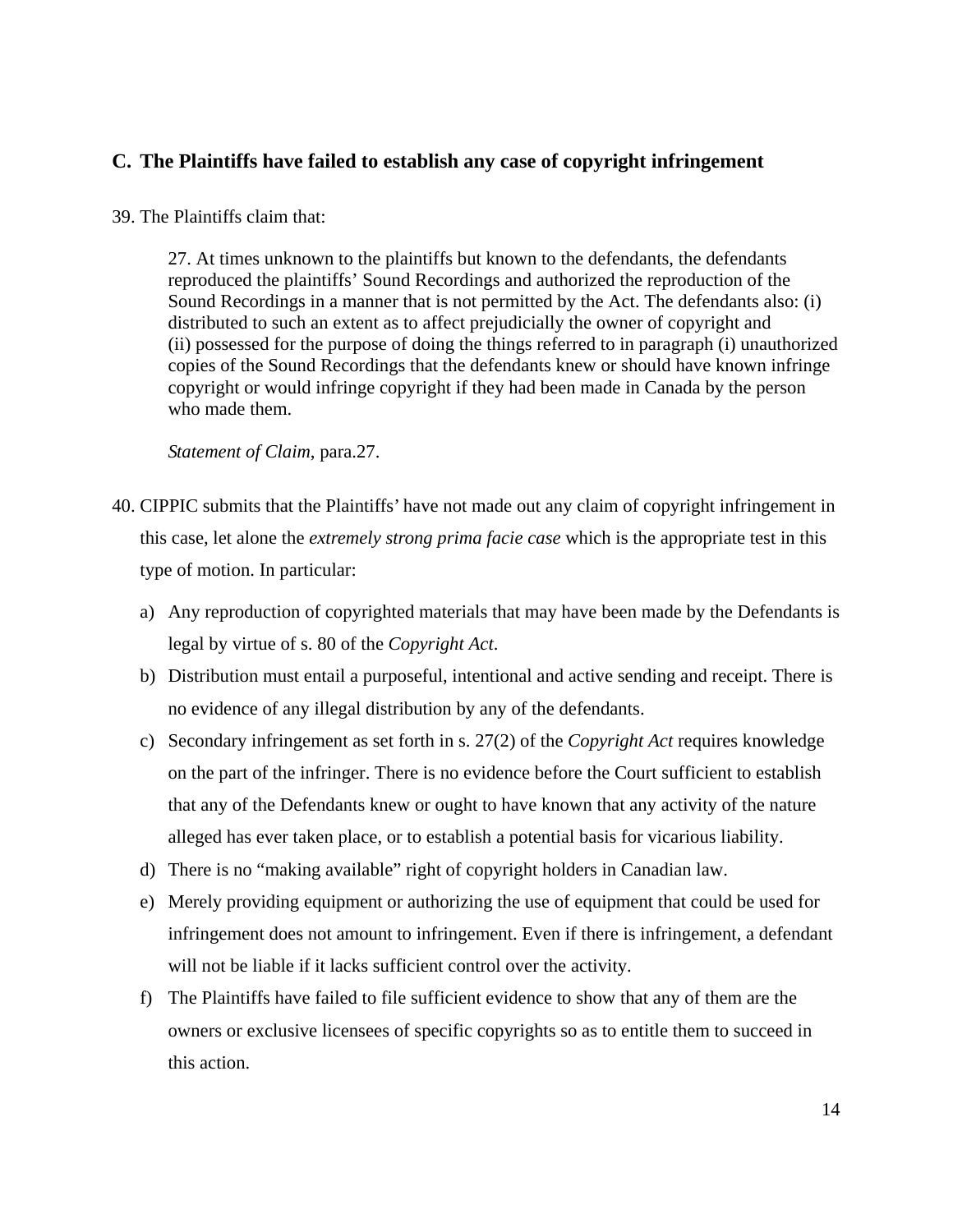## C. The Plaintiffs have failed to establish any case of copyright infringement

39. The Plaintiffs claim that:

> 27. At times unknown to the plaintiffs but known to the defendants, the defendants reproduced the plaintiffs' Sound Recordings and authorized the reproduction of the Sound Recordings in a manner that is not permitted by the Act. The defendants also: (i) distributed to such an extent as to affect prejudicially the owner of copyright and (ii) possessed for the purpose of doing the things referred to in paragraph (i) unauthorized copies of the Sound Recordings that the defendants knew or should have known infringe copyright or would infringe copyright if they had been made in Canada by the person who made them.
>
> *Statement of Claim*, para.27.

40. CIPPIC submits that the Plaintiffs' have not made out any claim of copyright infringement in this case, let alone the *extremely strong prima facie case* which is the appropriate test in this type of motion. In particular:

    a) Any reproduction of copyrighted materials that may have been made by the Defendants is legal by virtue of s. 80 of the *Copyright Act*.

    b) Distribution must entail a purposeful, intentional and active sending and receipt. There is no evidence of any illegal distribution by any of the defendants.

    c) Secondary infringement as set forth in s. 27(2) of the *Copyright Act* requires knowledge on the part of the infringer. There is no evidence before the Court sufficient to establish that any of the Defendants knew or ought to have known that any activity of the nature alleged has ever taken place, or to establish a potential basis for vicarious liability.

    d) There is no "making available" right of copyright holders in Canadian law.

    e) Merely providing equipment or authorizing the use of equipment that could be used for infringement does not amount to infringement. Even if there is infringement, a defendant will not be liable if it lacks sufficient control over the activity.

    f) The Plaintiffs have failed to file sufficient evidence to show that any of them are the owners or exclusive licensees of specific copyrights so as to entitle them to succeed in this action.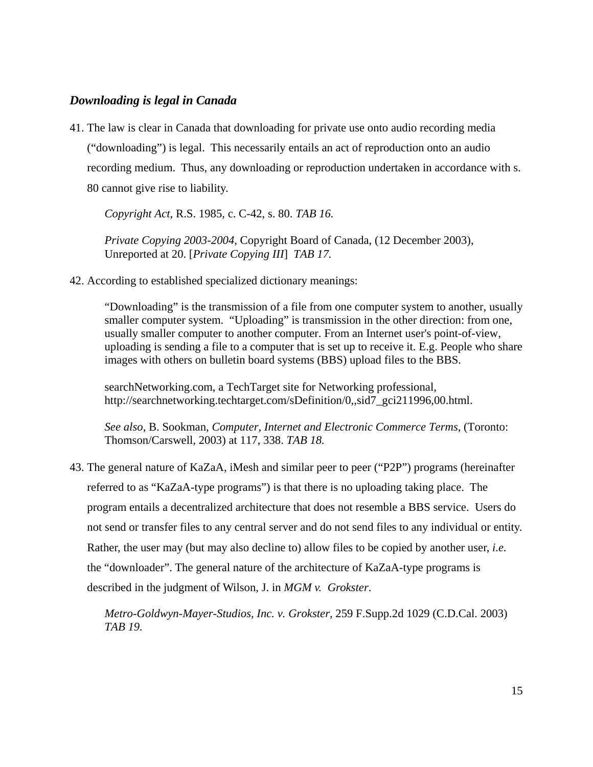### ***Downloading is legal in Canada***

41. The law is clear in Canada that downloading for private use onto audio recording media ("downloading") is legal. This necessarily entails an act of reproduction onto an audio recording medium. Thus, any downloading or reproduction undertaken in accordance with s. 80 cannot give rise to liability.

 *Copyright Act*, R.S. 1985, c. C-42, s. 80. *TAB 16.*

 *Private Copying 2003-2004*, Copyright Board of Canada, (12 December 2003), Unreported at 20. [*Private Copying III*] *TAB 17.*

42. According to established specialized dictionary meanings:

 "Downloading" is the transmission of a file from one computer system to another, usually smaller computer system. "Uploading" is transmission in the other direction: from one, usually smaller computer to another computer. From an Internet user's point-of-view, uploading is sending a file to a computer that is set up to receive it. E.g. People who share images with others on bulletin board systems (BBS) upload files to the BBS.

 searchNetworking.com, a TechTarget site for Networking professional, http://searchnetworking.techtarget.com/sDefinition/0,,sid7_gci211996,00.html.

 *See also*, B. Sookman, *Computer, Internet and Electronic Commerce Terms*, (Toronto: Thomson/Carswell, 2003) at 117, 338. *TAB 18.*

43. The general nature of KaZaA, iMesh and similar peer to peer ("P2P") programs (hereinafter referred to as "KaZaA-type programs") is that there is no uploading taking place. The program entails a decentralized architecture that does not resemble a BBS service. Users do not send or transfer files to any central server and do not send files to any individual or entity. Rather, the user may (but may also decline to) allow files to be copied by another user, *i.e.* the "downloader". The general nature of the architecture of KaZaA-type programs is described in the judgment of Wilson, J. in *MGM v. Grokster*.

 *Metro-Goldwyn-Mayer-Studios, Inc. v. Grokster*, 259 F.Supp.2d 1029 (C.D.Cal. 2003) *TAB 19.*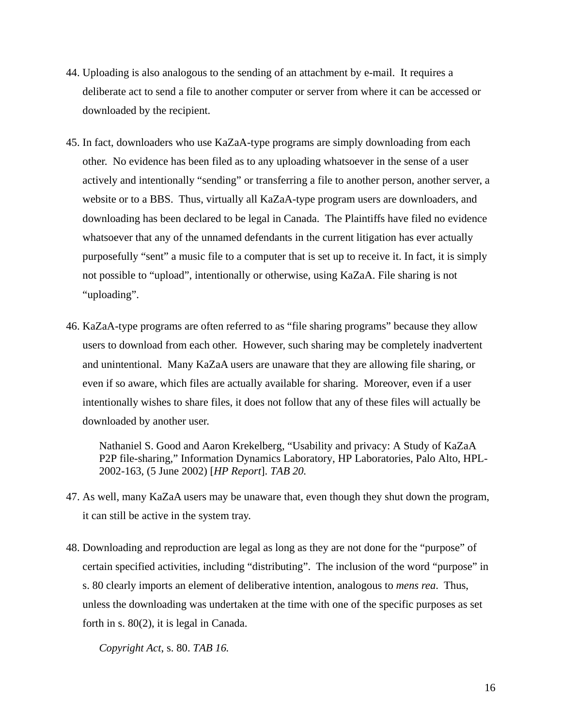44. Uploading is also analogous to the sending of an attachment by e-mail. It requires a deliberate act to send a file to another computer or server from where it can be accessed or downloaded by the recipient.

45. In fact, downloaders who use KaZaA-type programs are simply downloading from each other. No evidence has been filed as to any uploading whatsoever in the sense of a user actively and intentionally "sending" or transferring a file to another person, another server, a website or to a BBS. Thus, virtually all KaZaA-type program users are downloaders, and downloading has been declared to be legal in Canada. The Plaintiffs have filed no evidence whatsoever that any of the unnamed defendants in the current litigation has ever actually purposefully "sent" a music file to a computer that is set up to receive it. In fact, it is simply not possible to "upload", intentionally or otherwise, using KaZaA. File sharing is not "uploading".

46. KaZaA-type programs are often referred to as "file sharing programs" because they allow users to download from each other. However, such sharing may be completely inadvertent and unintentional. Many KaZaA users are unaware that they are allowing file sharing, or even if so aware, which files are actually available for sharing. Moreover, even if a user intentionally wishes to share files, it does not follow that any of these files will actually be downloaded by another user.

    Nathaniel S. Good and Aaron Krekelberg, "Usability and privacy: A Study of KaZaA P2P file-sharing," Information Dynamics Laboratory, HP Laboratories, Palo Alto, HPL-2002-163, (5 June 2002) [*HP Report*]. *TAB 20.*

47. As well, many KaZaA users may be unaware that, even though they shut down the program, it can still be active in the system tray.

48. Downloading and reproduction are legal as long as they are not done for the "purpose" of certain specified activities, including "distributing". The inclusion of the word "purpose" in s. 80 clearly imports an element of deliberative intention, analogous to *mens rea*. Thus, unless the downloading was undertaken at the time with one of the specific purposes as set forth in s. 80(2), it is legal in Canada.

    *Copyright Act*, s. 80. *TAB 16.*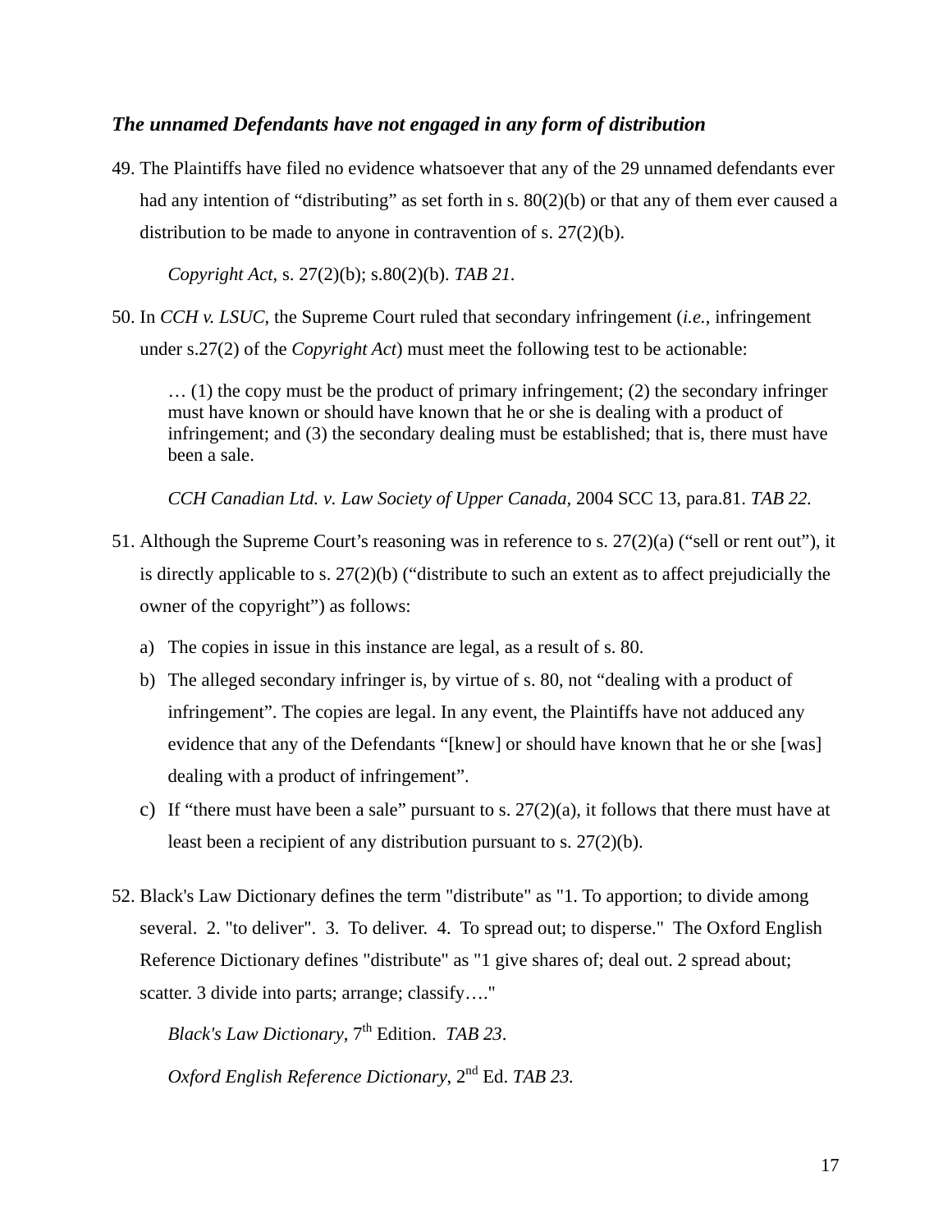### *The unnamed Defendants have not engaged in any form of distribution*

49. The Plaintiffs have filed no evidence whatsoever that any of the 29 unnamed defendants ever had any intention of "distributing" as set forth in s. 80(2)(b) or that any of them ever caused a distribution to be made to anyone in contravention of s. 27(2)(b).

    *Copyright Act*, s. 27(2)(b); s.80(2)(b). *TAB 21*.

50. In *CCH v. LSUC*, the Supreme Court ruled that secondary infringement (*i.e.*, infringement under s.27(2) of the *Copyright Act*) must meet the following test to be actionable:

    > … (1) the copy must be the product of primary infringement; (2) the secondary infringer must have known or should have known that he or she is dealing with a product of infringement; and (3) the secondary dealing must be established; that is, there must have been a sale.

    *CCH Canadian Ltd. v. Law Society of Upper Canada*, 2004 SCC 13, para.81. *TAB 22*.

51. Although the Supreme Court's reasoning was in reference to s. 27(2)(a) ("sell or rent out"), it is directly applicable to s. 27(2)(b) ("distribute to such an extent as to affect prejudicially the owner of the copyright") as follows:

    a) The copies in issue in this instance are legal, as a result of s. 80.

    b) The alleged secondary infringer is, by virtue of s. 80, not "dealing with a product of infringement". The copies are legal. In any event, the Plaintiffs have not adduced any evidence that any of the Defendants "[knew] or should have known that he or she [was] dealing with a product of infringement".

    c) If "there must have been a sale" pursuant to s. 27(2)(a), it follows that there must have at least been a recipient of any distribution pursuant to s. 27(2)(b).

52. Black's Law Dictionary defines the term "distribute" as "1. To apportion; to divide among several. 2. "to deliver". 3. To deliver. 4. To spread out; to disperse." The Oxford English Reference Dictionary defines "distribute" as "1 give shares of; deal out. 2 spread about; scatter. 3 divide into parts; arrange; classify…."

    *Black's Law Dictionary*, 7th Edition. *TAB 23*.

    *Oxford English Reference Dictionary*, 2nd Ed. *TAB 23.*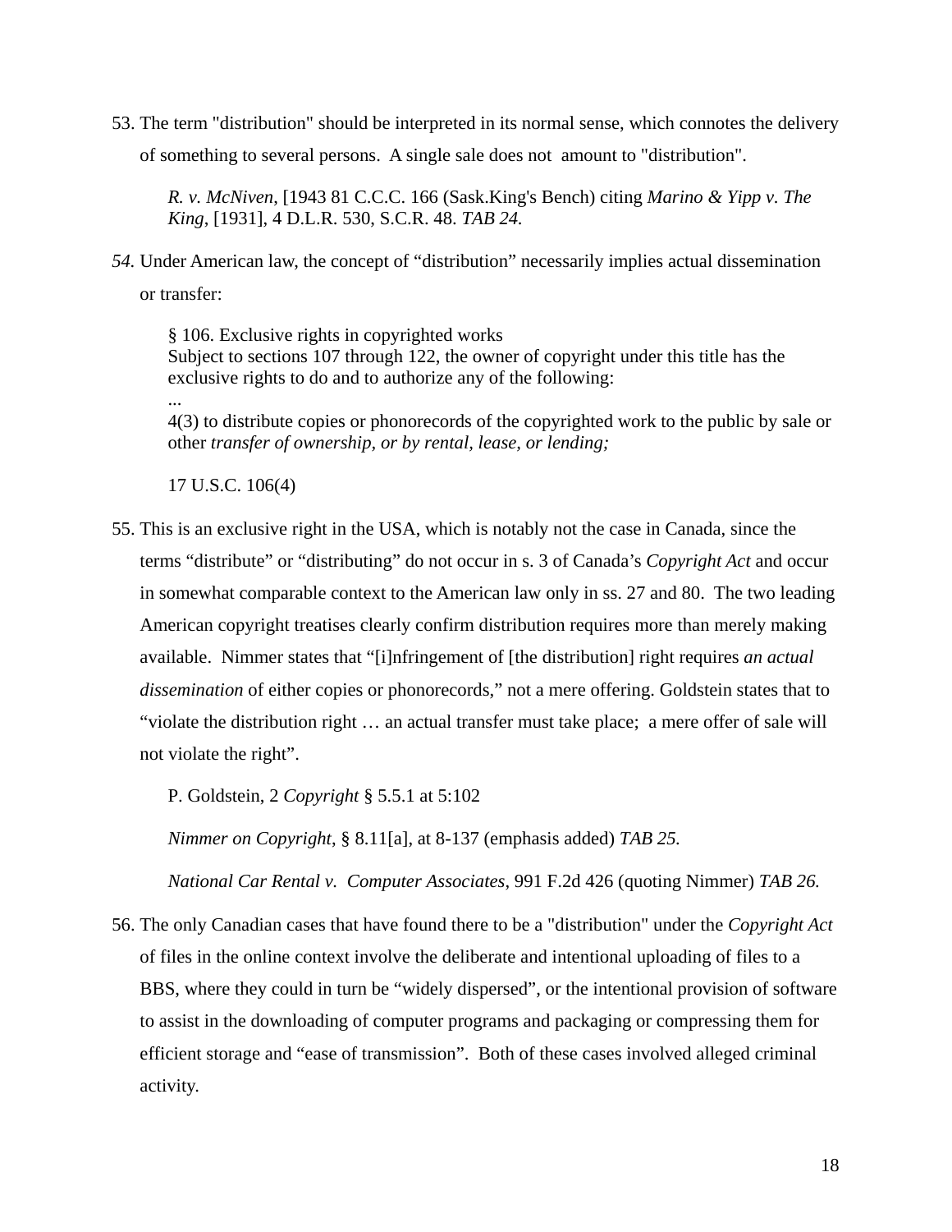53. The term "distribution" should be interpreted in its normal sense, which connotes the delivery of something to several persons. A single sale does not amount to "distribution".

> *R. v. McNiven,* [1943 81 C.C.C. 166 (Sask.King's Bench) citing *Marino & Yipp v. The King,* [1931], 4 D.L.R. 530, S.C.R. 48. *TAB 24.*

*54.* Under American law, the concept of “distribution” necessarily implies actual dissemination or transfer:

> § 106. Exclusive rights in copyrighted works
> Subject to sections 107 through 122, the owner of copyright under this title has the exclusive rights to do and to authorize any of the following:
> ...
> 4(3) to distribute copies or phonorecords of the copyrighted work to the public by sale or other *transfer of ownership, or by rental, lease, or lending;*
>
> 17 U.S.C. 106(4)

55. This is an exclusive right in the USA, which is notably not the case in Canada, since the terms “distribute” or “distributing” do not occur in s. 3 of Canada’s *Copyright Act* and occur in somewhat comparable context to the American law only in ss. 27 and 80. The two leading American copyright treatises clearly confirm distribution requires more than merely making available. Nimmer states that “[i]nfringement of [the distribution] right requires *an actual dissemination* of either copies or phonorecords,” not a mere offering. Goldstein states that to “violate the distribution right … an actual transfer must take place; a mere offer of sale will not violate the right”.

> P. Goldstein, 2 *Copyright* § 5.5.1 at 5:102
>
> *Nimmer on Copyright*, § 8.11[a], at 8-137 (emphasis added) *TAB 25.*
>
> *National Car Rental v. Computer Associates*, 991 F.2d 426 (quoting Nimmer) *TAB 26.*

56. The only Canadian cases that have found there to be a "distribution" under the *Copyright Act* of files in the online context involve the deliberate and intentional uploading of files to a BBS, where they could in turn be “widely dispersed”, or the intentional provision of software to assist in the downloading of computer programs and packaging or compressing them for efficient storage and “ease of transmission”. Both of these cases involved alleged criminal activity.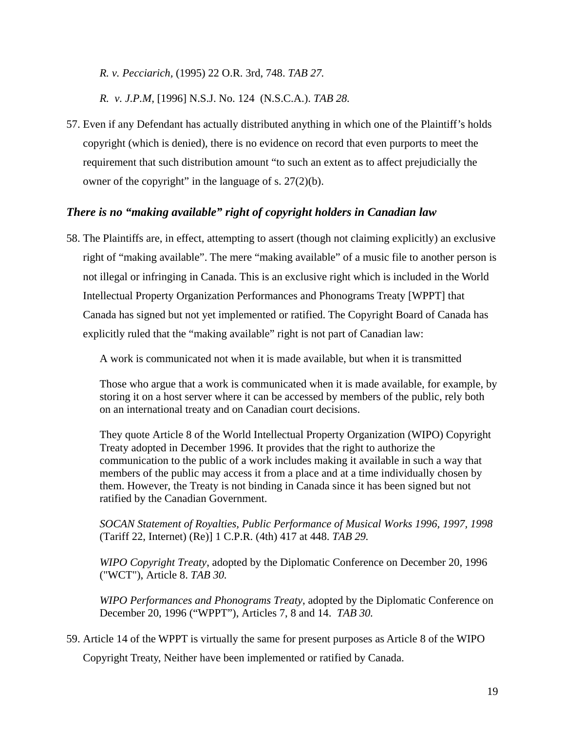*R. v. Pecciarich*, (1995) 22 O.R. 3rd, 748. *TAB 27.*

*R. v. J.P.M*, [1996] N.S.J. No. 124 (N.S.C.A.). *TAB 28.*

57. Even if any Defendant has actually distributed anything in which one of the Plaintiff's holds copyright (which is denied), there is no evidence on record that even purports to meet the requirement that such distribution amount "to such an extent as to affect prejudicially the owner of the copyright" in the language of s. 27(2)(b).

### *There is no "making available" right of copyright holders in Canadian law*

58. The Plaintiffs are, in effect, attempting to assert (though not claiming explicitly) an exclusive right of "making available". The mere "making available" of a music file to another person is not illegal or infringing in Canada. This is an exclusive right which is included in the World Intellectual Property Organization Performances and Phonograms Treaty [WPPT] that Canada has signed but not yet implemented or ratified. The Copyright Board of Canada has explicitly ruled that the "making available" right is not part of Canadian law:

> A work is communicated not when it is made available, but when it is transmitted
>
> Those who argue that a work is communicated when it is made available, for example, by storing it on a host server where it can be accessed by members of the public, rely both on an international treaty and on Canadian court decisions.
>
> They quote Article 8 of the World Intellectual Property Organization (WIPO) Copyright Treaty adopted in December 1996. It provides that the right to authorize the communication to the public of a work includes making it available in such a way that members of the public may access it from a place and at a time individually chosen by them. However, the Treaty is not binding in Canada since it has been signed but not ratified by the Canadian Government.
>
> *SOCAN Statement of Royalties, Public Performance of Musical Works 1996, 1997, 1998* (Tariff 22, Internet) (Re)] 1 C.P.R. (4th) 417 at 448. *TAB 29.*
>
> *WIPO Copyright Treaty*, adopted by the Diplomatic Conference on December 20, 1996 ("WCT"), Article 8. *TAB 30.*
>
> *WIPO Performances and Phonograms Treaty*, adopted by the Diplomatic Conference on December 20, 1996 ("WPPT"), Articles 7, 8 and 14. *TAB 30.*

59. Article 14 of the WPPT is virtually the same for present purposes as Article 8 of the WIPO Copyright Treaty, Neither have been implemented or ratified by Canada.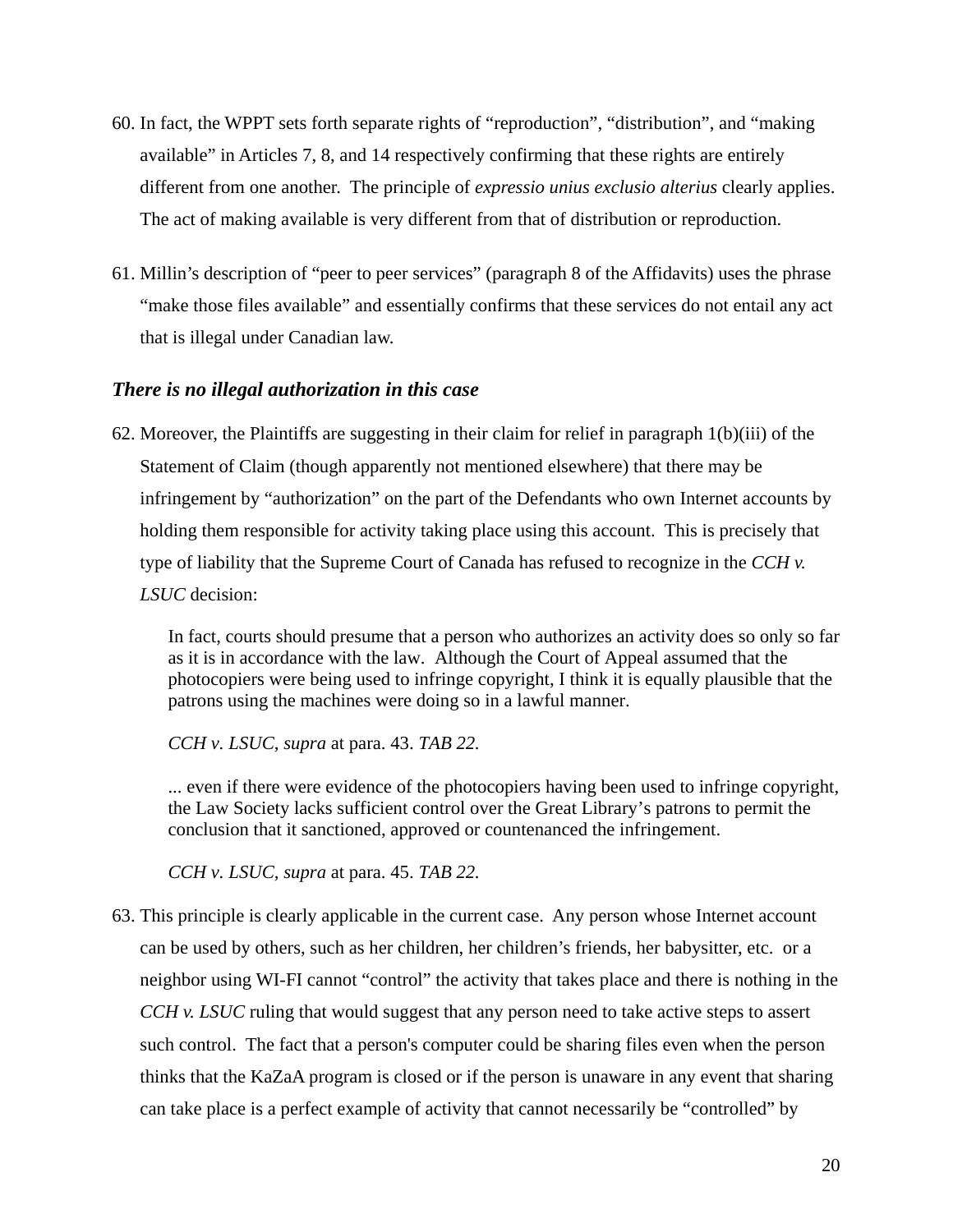60. In fact, the WPPT sets forth separate rights of "reproduction", "distribution", and "making available" in Articles 7, 8, and 14 respectively confirming that these rights are entirely different from one another. The principle of *expressio unius exclusio alterius* clearly applies. The act of making available is very different from that of distribution or reproduction.

61. Millin's description of "peer to peer services" (paragraph 8 of the Affidavits) uses the phrase "make those files available" and essentially confirms that these services do not entail any act that is illegal under Canadian law.

### *There is no illegal authorization in this case*

62. Moreover, the Plaintiffs are suggesting in their claim for relief in paragraph 1(b)(iii) of the Statement of Claim (though apparently not mentioned elsewhere) that there may be infringement by "authorization" on the part of the Defendants who own Internet accounts by holding them responsible for activity taking place using this account. This is precisely that type of liability that the Supreme Court of Canada has refused to recognize in the *CCH v. LSUC* decision:

   > In fact, courts should presume that a person who authorizes an activity does so only so far as it is in accordance with the law. Although the Court of Appeal assumed that the photocopiers were being used to infringe copyright, I think it is equally plausible that the patrons using the machines were doing so in a lawful manner.
   >
   > *CCH v. LSUC, supra* at para. 43. *TAB 22.*
   >
   > ... even if there were evidence of the photocopiers having been used to infringe copyright, the Law Society lacks sufficient control over the Great Library's patrons to permit the conclusion that it sanctioned, approved or countenanced the infringement.
   >
   > *CCH v. LSUC, supra* at para. 45. *TAB 22.*

63. This principle is clearly applicable in the current case. Any person whose Internet account can be used by others, such as her children, her children's friends, her babysitter, etc. or a neighbor using WI-FI cannot "control" the activity that takes place and there is nothing in the *CCH v. LSUC* ruling that would suggest that any person need to take active steps to assert such control. The fact that a person's computer could be sharing files even when the person thinks that the KaZaA program is closed or if the person is unaware in any event that sharing can take place is a perfect example of activity that cannot necessarily be "controlled" by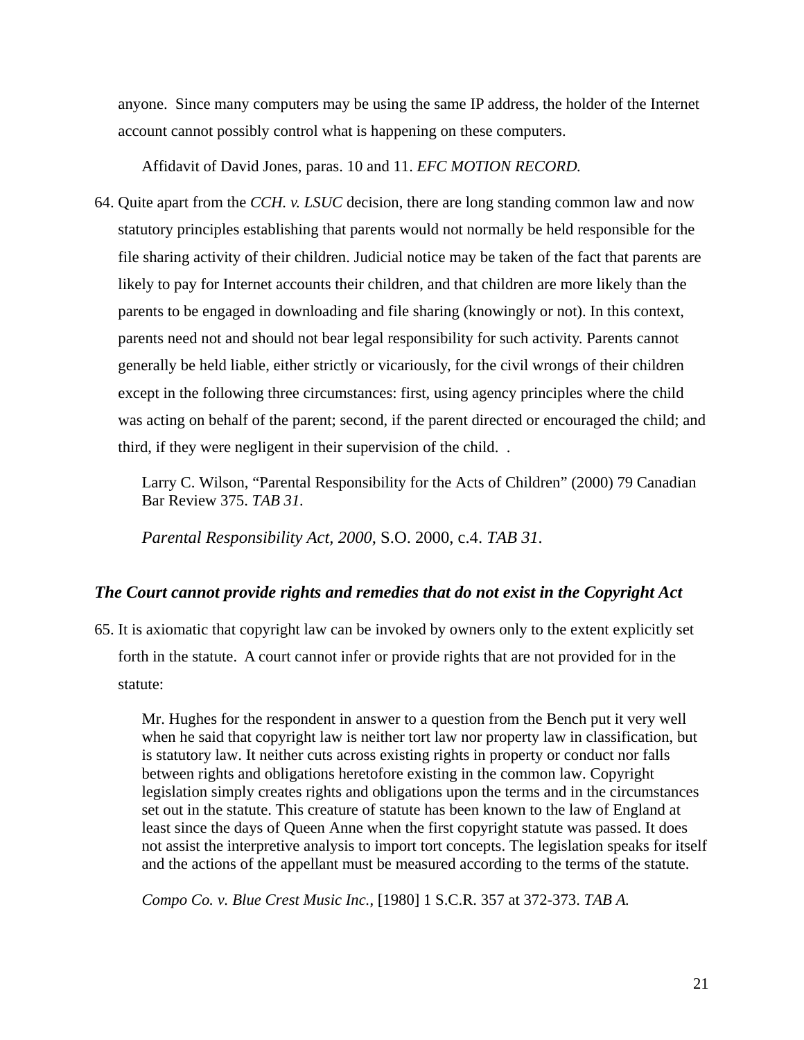anyone. Since many computers may be using the same IP address, the holder of the Internet account cannot possibly control what is happening on these computers.

> Affidavit of David Jones, paras. 10 and 11. *EFC MOTION RECORD.*

64. Quite apart from the *CCH. v. LSUC* decision, there are long standing common law and now statutory principles establishing that parents would not normally be held responsible for the file sharing activity of their children. Judicial notice may be taken of the fact that parents are likely to pay for Internet accounts their children, and that children are more likely than the parents to be engaged in downloading and file sharing (knowingly or not). In this context, parents need not and should not bear legal responsibility for such activity. Parents cannot generally be held liable, either strictly or vicariously, for the civil wrongs of their children except in the following three circumstances: first, using agency principles where the child was acting on behalf of the parent; second, if the parent directed or encouraged the child; and third, if they were negligent in their supervision of the child. .

> Larry C. Wilson, "Parental Responsibility for the Acts of Children" (2000) 79 Canadian Bar Review 375. *TAB 31.*
>
> *Parental Responsibility Act, 2000*, S.O. 2000, c.4. *TAB 31.*

### *The Court cannot provide rights and remedies that do not exist in the Copyright Act*

65. It is axiomatic that copyright law can be invoked by owners only to the extent explicitly set forth in the statute. A court cannot infer or provide rights that are not provided for in the statute:

> Mr. Hughes for the respondent in answer to a question from the Bench put it very well when he said that copyright law is neither tort law nor property law in classification, but is statutory law. It neither cuts across existing rights in property or conduct nor falls between rights and obligations heretofore existing in the common law. Copyright legislation simply creates rights and obligations upon the terms and in the circumstances set out in the statute. This creature of statute has been known to the law of England at least since the days of Queen Anne when the first copyright statute was passed. It does not assist the interpretive analysis to import tort concepts. The legislation speaks for itself and the actions of the appellant must be measured according to the terms of the statute.
>
> *Compo Co. v. Blue Crest Music Inc.*, [1980] 1 S.C.R. 357 at 372-373. *TAB A.*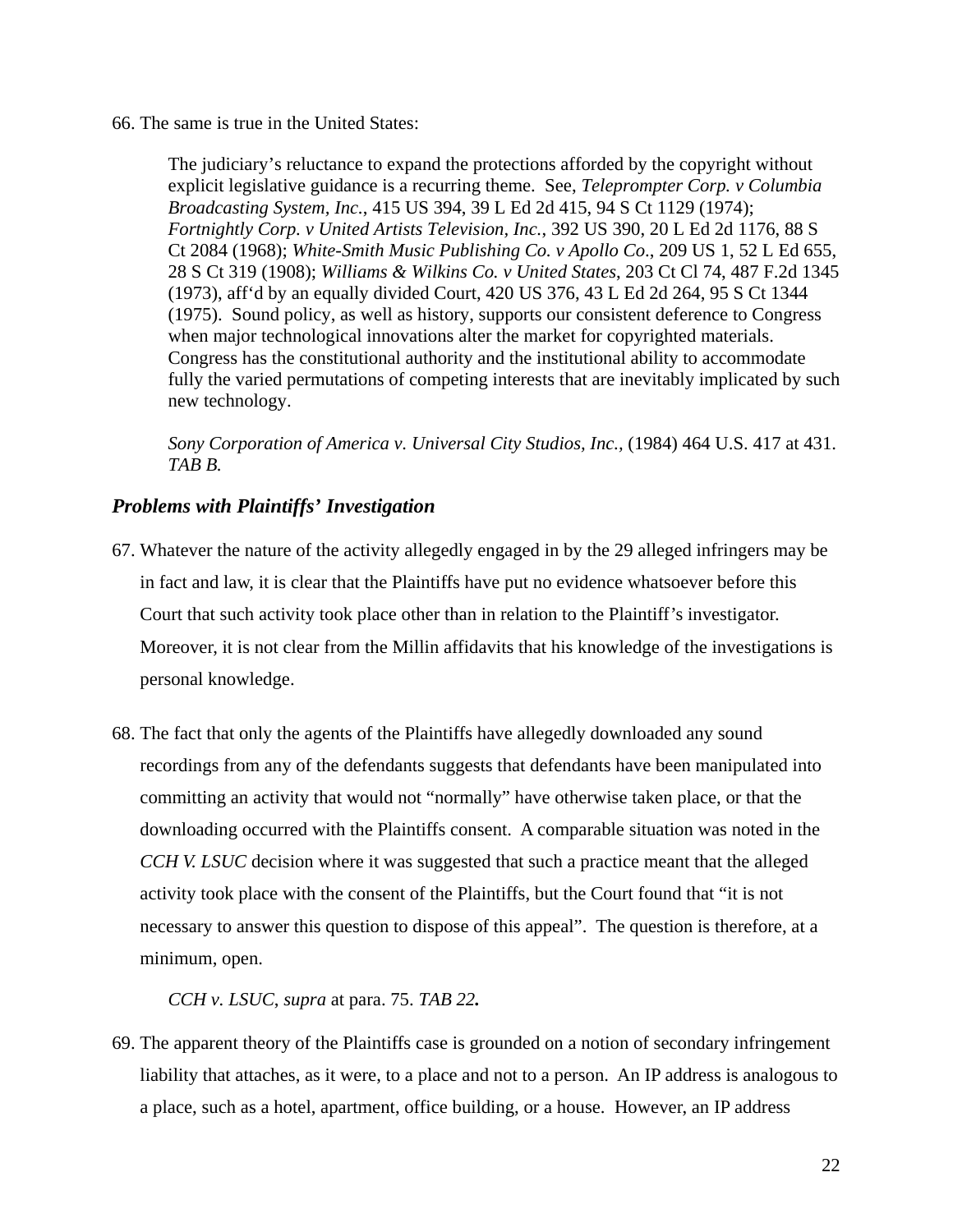66. The same is true in the United States:

> The judiciary's reluctance to expand the protections afforded by the copyright without explicit legislative guidance is a recurring theme. See, *Teleprompter Corp. v Columbia Broadcasting System, Inc.*, 415 US 394, 39 L Ed 2d 415, 94 S Ct 1129 (1974); *Fortnightly Corp. v United Artists Television, Inc.*, 392 US 390, 20 L Ed 2d 1176, 88 S Ct 2084 (1968); *White-Smith Music Publishing Co. v Apollo Co*., 209 US 1, 52 L Ed 655, 28 S Ct 319 (1908); *Williams & Wilkins Co. v United States*, 203 Ct Cl 74, 487 F.2d 1345 (1973), aff'd by an equally divided Court, 420 US 376, 43 L Ed 2d 264, 95 S Ct 1344 (1975). Sound policy, as well as history, supports our consistent deference to Congress when major technological innovations alter the market for copyrighted materials. Congress has the constitutional authority and the institutional ability to accommodate fully the varied permutations of competing interests that are inevitably implicated by such new technology.
>
> *Sony Corporation of America v. Universal City Studios, Inc.*, (1984) 464 U.S. 417 at 431. *TAB B.*

### *Problems with Plaintiffs' Investigation*

67. Whatever the nature of the activity allegedly engaged in by the 29 alleged infringers may be in fact and law, it is clear that the Plaintiffs have put no evidence whatsoever before this Court that such activity took place other than in relation to the Plaintiff's investigator. Moreover, it is not clear from the Millin affidavits that his knowledge of the investigations is personal knowledge.

68. The fact that only the agents of the Plaintiffs have allegedly downloaded any sound recordings from any of the defendants suggests that defendants have been manipulated into committing an activity that would not "normally" have otherwise taken place, or that the downloading occurred with the Plaintiffs consent. A comparable situation was noted in the *CCH V. LSUC* decision where it was suggested that such a practice meant that the alleged activity took place with the consent of the Plaintiffs, but the Court found that "it is not necessary to answer this question to dispose of this appeal". The question is therefore, at a minimum, open.

> *CCH v. LSUC, supra* at para. 75. ***TAB 22.***

69. The apparent theory of the Plaintiffs case is grounded on a notion of secondary infringement liability that attaches, as it were, to a place and not to a person. An IP address is analogous to a place, such as a hotel, apartment, office building, or a house. However, an IP address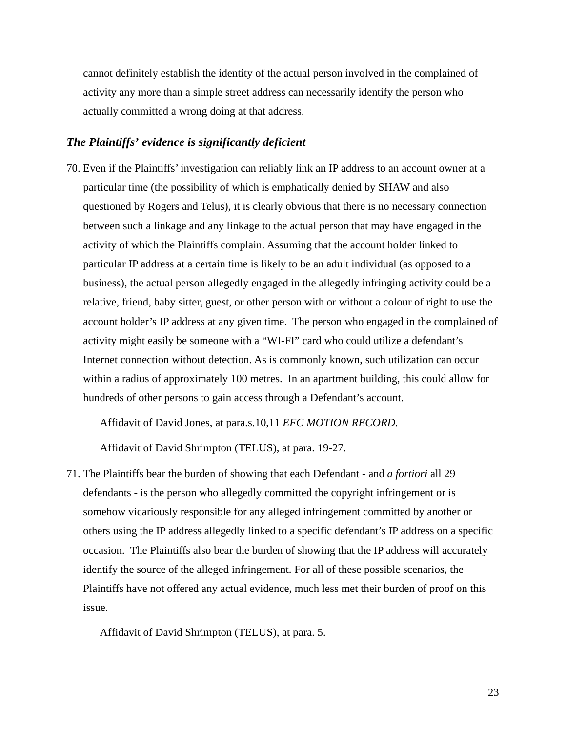cannot definitely establish the identity of the actual person involved in the complained of activity any more than a simple street address can necessarily identify the person who actually committed a wrong doing at that address.

### *The Plaintiffs' evidence is significantly deficient*

70. Even if the Plaintiffs' investigation can reliably link an IP address to an account owner at a particular time (the possibility of which is emphatically denied by SHAW and also questioned by Rogers and Telus), it is clearly obvious that there is no necessary connection between such a linkage and any linkage to the actual person that may have engaged in the activity of which the Plaintiffs complain. Assuming that the account holder linked to particular IP address at a certain time is likely to be an adult individual (as opposed to a business), the actual person allegedly engaged in the allegedly infringing activity could be a relative, friend, baby sitter, guest, or other person with or without a colour of right to use the account holder's IP address at any given time. The person who engaged in the complained of activity might easily be someone with a "WI-FI" card who could utilize a defendant's Internet connection without detection. As is commonly known, such utilization can occur within a radius of approximately 100 metres. In an apartment building, this could allow for hundreds of other persons to gain access through a Defendant's account.

    Affidavit of David Jones, at para.s.10,11 *EFC MOTION RECORD.*

    Affidavit of David Shrimpton (TELUS), at para. 19-27.

71. The Plaintiffs bear the burden of showing that each Defendant - and *a fortiori* all 29 defendants - is the person who allegedly committed the copyright infringement or is somehow vicariously responsible for any alleged infringement committed by another or others using the IP address allegedly linked to a specific defendant's IP address on a specific occasion. The Plaintiffs also bear the burden of showing that the IP address will accurately identify the source of the alleged infringement. For all of these possible scenarios, the Plaintiffs have not offered any actual evidence, much less met their burden of proof on this issue.

    Affidavit of David Shrimpton (TELUS), at para. 5.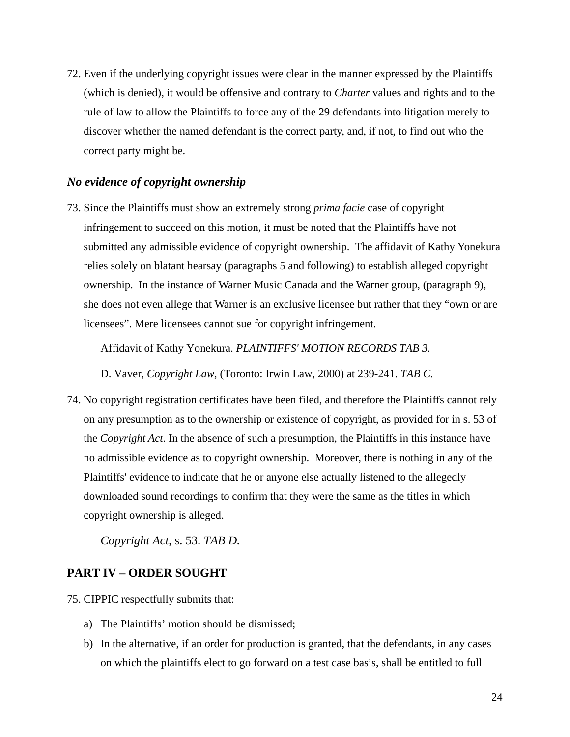72. Even if the underlying copyright issues were clear in the manner expressed by the Plaintiffs (which is denied), it would be offensive and contrary to *Charter* values and rights and to the rule of law to allow the Plaintiffs to force any of the 29 defendants into litigation merely to discover whether the named defendant is the correct party, and, if not, to find out who the correct party might be.

### *No evidence of copyright ownership*

73. Since the Plaintiffs must show an extremely strong *prima facie* case of copyright infringement to succeed on this motion, it must be noted that the Plaintiffs have not submitted any admissible evidence of copyright ownership. The affidavit of Kathy Yonekura relies solely on blatant hearsay (paragraphs 5 and following) to establish alleged copyright ownership. In the instance of Warner Music Canada and the Warner group, (paragraph 9), she does not even allege that Warner is an exclusive licensee but rather that they "own or are licensees". Mere licensees cannot sue for copyright infringement.

   Affidavit of Kathy Yonekura. *PLAINTIFFS' MOTION RECORDS TAB 3.*

   D. Vaver, *Copyright Law*, (Toronto: Irwin Law, 2000) at 239-241. *TAB C.*

74. No copyright registration certificates have been filed, and therefore the Plaintiffs cannot rely on any presumption as to the ownership or existence of copyright, as provided for in s. 53 of the *Copyright Act*. In the absence of such a presumption, the Plaintiffs in this instance have no admissible evidence as to copyright ownership. Moreover, there is nothing in any of the Plaintiffs' evidence to indicate that he or anyone else actually listened to the allegedly downloaded sound recordings to confirm that they were the same as the titles in which copyright ownership is alleged.

   *Copyright Act*, s. 53. *TAB D.*

## PART IV – ORDER SOUGHT

75. CIPPIC respectfully submits that:

   a) The Plaintiffs' motion should be dismissed;

   b) In the alternative, if an order for production is granted, that the defendants, in any cases on which the plaintiffs elect to go forward on a test case basis, shall be entitled to full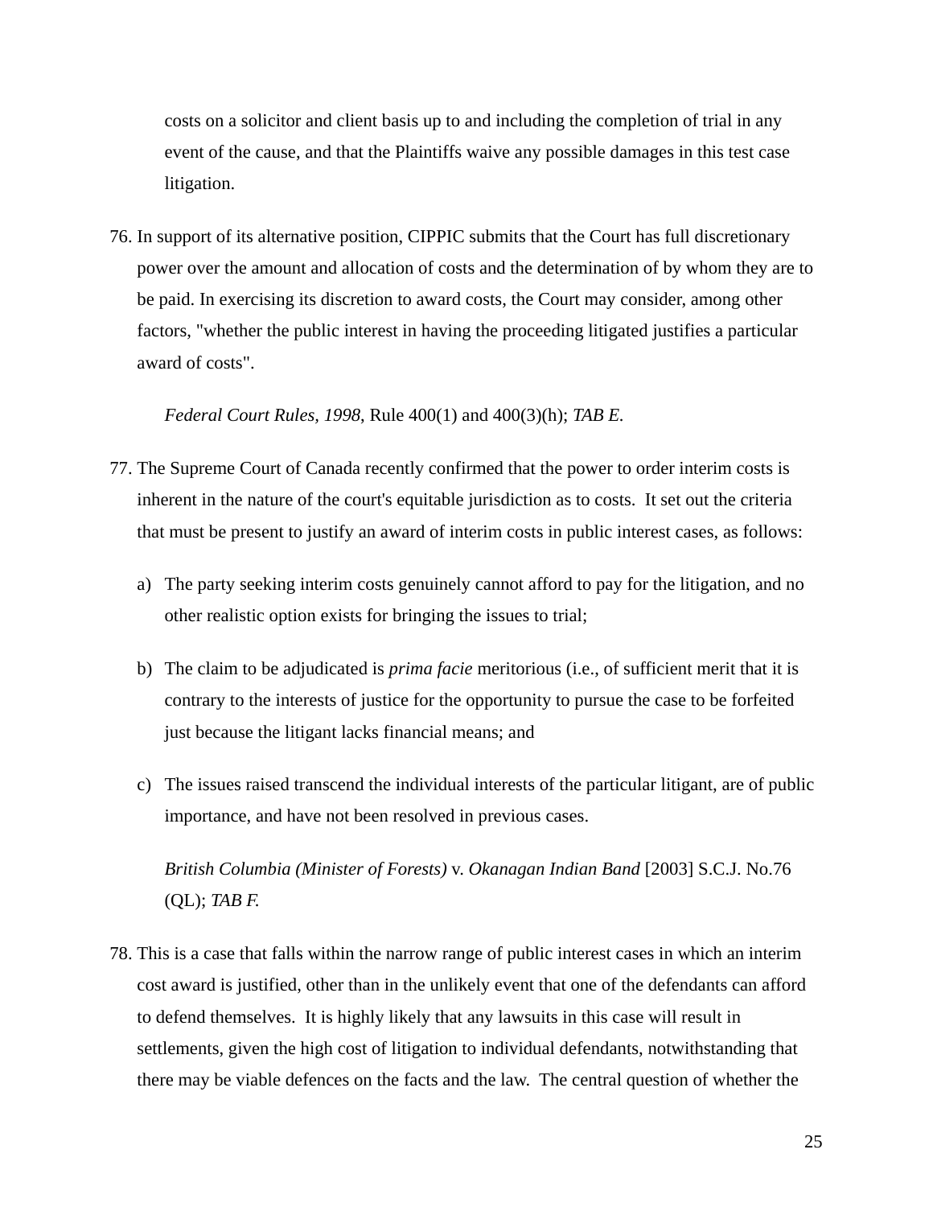costs on a solicitor and client basis up to and including the completion of trial in any event of the cause, and that the Plaintiffs waive any possible damages in this test case litigation.

76. In support of its alternative position, CIPPIC submits that the Court has full discretionary power over the amount and allocation of costs and the determination of by whom they are to be paid. In exercising its discretion to award costs, the Court may consider, among other factors, "whether the public interest in having the proceeding litigated justifies a particular award of costs".

   *Federal Court Rules, 1998*, Rule 400(1) and 400(3)(h); *TAB E.*

77. The Supreme Court of Canada recently confirmed that the power to order interim costs is inherent in the nature of the court's equitable jurisdiction as to costs. It set out the criteria that must be present to justify an award of interim costs in public interest cases, as follows:

   a) The party seeking interim costs genuinely cannot afford to pay for the litigation, and no other realistic option exists for bringing the issues to trial;

   b) The claim to be adjudicated is *prima facie* meritorious (i.e., of sufficient merit that it is contrary to the interests of justice for the opportunity to pursue the case to be forfeited just because the litigant lacks financial means; and

   c) The issues raised transcend the individual interests of the particular litigant, are of public importance, and have not been resolved in previous cases.

   *British Columbia (Minister of Forests)* v. *Okanagan Indian Band* [2003] S.C.J. No.76 (QL); *TAB F.*

78. This is a case that falls within the narrow range of public interest cases in which an interim cost award is justified, other than in the unlikely event that one of the defendants can afford to defend themselves. It is highly likely that any lawsuits in this case will result in settlements, given the high cost of litigation to individual defendants, notwithstanding that there may be viable defences on the facts and the law. The central question of whether the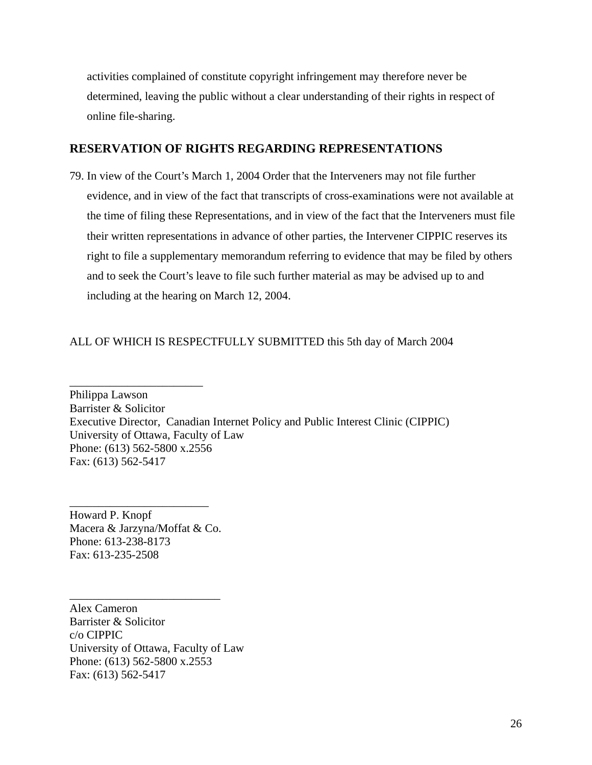activities complained of constitute copyright infringement may therefore never be determined, leaving the public without a clear understanding of their rights in respect of online file-sharing.

## RESERVATION OF RIGHTS REGARDING REPRESENTATIONS

79. In view of the Court's March 1, 2004 Order that the Interveners may not file further evidence, and in view of the fact that transcripts of cross-examinations were not available at the time of filing these Representations, and in view of the fact that the Interveners must file their written representations in advance of other parties, the Intervener CIPPIC reserves its right to file a supplementary memorandum referring to evidence that may be filed by others and to seek the Court's leave to file such further material as may be advised up to and including at the hearing on March 12, 2004.

ALL OF WHICH IS RESPECTFULLY SUBMITTED this 5th day of March 2004

_______________________

Philippa Lawson
Barrister & Solicitor
Executive Director, Canadian Internet Policy and Public Interest Clinic (CIPPIC)
University of Ottawa, Faculty of Law
Phone: (613) 562-5800 x.2556
Fax: (613) 562-5417

________________________

Howard P. Knopf
Macera & Jarzyna/Moffat & Co.
Phone: 613-238-8173
Fax: 613-235-2508

__________________________

Alex Cameron
Barrister & Solicitor
c/o CIPPIC
University of Ottawa, Faculty of Law
Phone: (613) 562-5800 x.2553
Fax: (613) 562-5417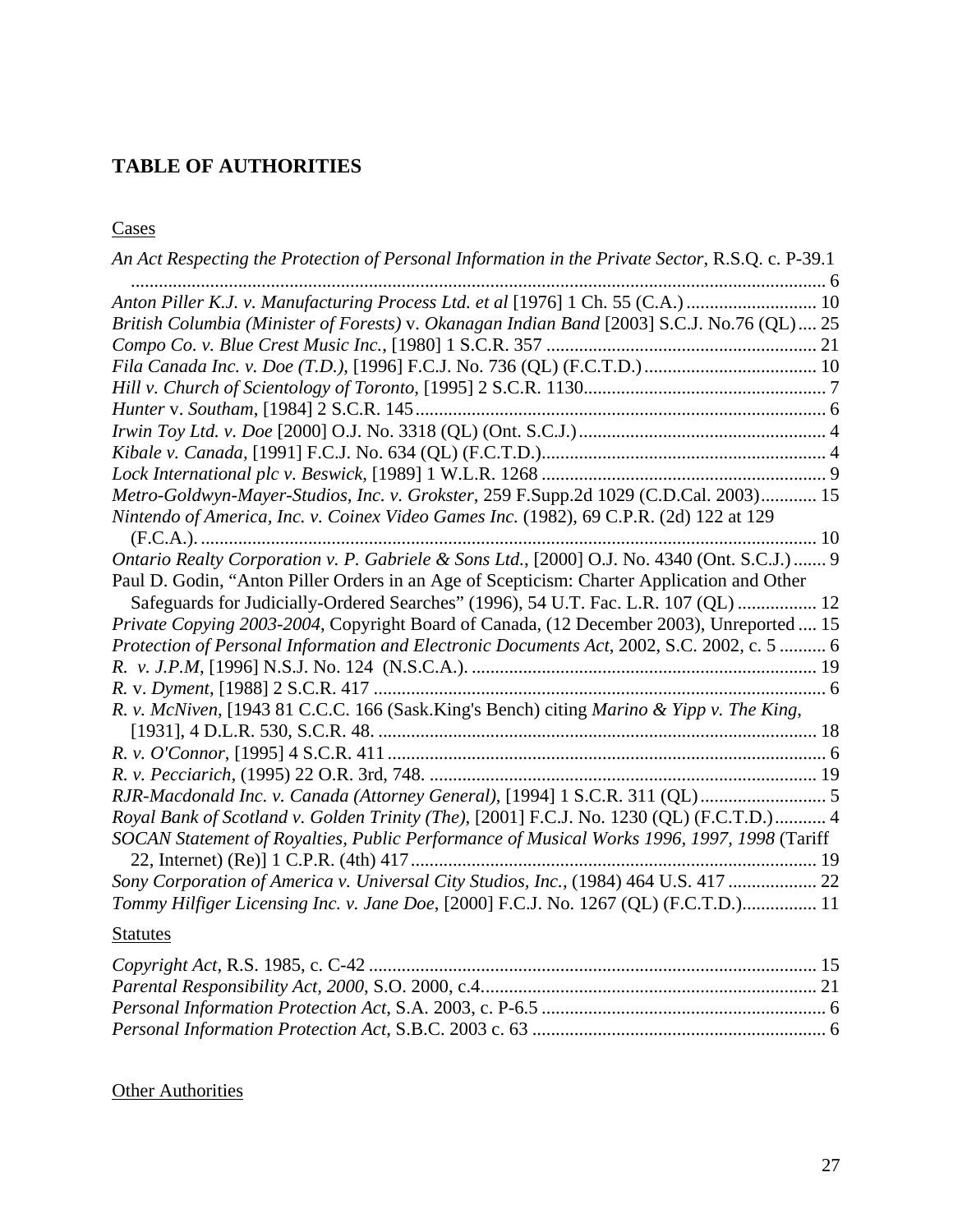## TABLE OF AUTHORITIES

Cases

*An Act Respecting the Protection of Personal Information in the Private Sector*, R.S.Q. c. P-39.1 ..................................................................................................................................... 6
*Anton Piller K.J. v. Manufacturing Process Ltd. et al* [1976] 1 Ch. 55 (C.A.) ............................ 10
*British Columbia (Minister of Forests)* v. *Okanagan Indian Band* [2003] S.C.J. No.76 (QL) .... 25
*Compo Co. v. Blue Crest Music Inc.*, [1980] 1 S.C.R. 357 .......................................................... 21
*Fila Canada Inc. v. Doe (T.D.)*, [1996] F.C.J. No. 736 (QL) (F.C.T.D.) ..................................... 10
*Hill v. Church of Scientology of Toronto*, [1995] 2 S.C.R. 1130.................................................... 7
*Hunter* v. *Southam*, [1984] 2 S.C.R. 145......................................................................................... 6
*Irwin Toy Ltd. v. Doe* [2000] O.J. No. 3318 (QL) (Ont. S.C.J.) ..................................................... 4
*Kibale v. Canada*, [1991] F.C.J. No. 634 (QL) (F.C.T.D.)............................................................. 4
*Lock International plc v. Beswick*, [1989] 1 W.L.R. 1268 ............................................................. 9
*Metro-Goldwyn-Mayer-Studios, Inc. v. Grokster*, 259 F.Supp.2d 1029 (C.D.Cal. 2003)............ 15
*Nintendo of America, Inc. v. Coinex Video Games Inc.* (1982), 69 C.P.R. (2d) 122 at 129 (F.C.A.). ................................................................................................................................... 10
*Ontario Realty Corporation v. P. Gabriele & Sons Ltd.*, [2000] O.J. No. 4340 (Ont. S.C.J.) ....... 9
Paul D. Godin, "Anton Piller Orders in an Age of Scepticism: Charter Application and Other Safeguards for Judicially-Ordered Searches" (1996), 54 U.T. Fac. L.R. 107 (QL) ................. 12
*Private Copying 2003-2004*, Copyright Board of Canada, (12 December 2003), Unreported .... 15
*Protection of Personal Information and Electronic Documents Act*, 2002, S.C. 2002, c. 5 .......... 6
*R. v. J.P.M*, [1996] N.S.J. No. 124 (N.S.C.A.). .......................................................................... 19
*R.* v. *Dyment*, [1988] 2 S.C.R. 417 ................................................................................................. 6
*R. v. McNiven*, [1943 81 C.C.C. 166 (Sask.King's Bench) citing *Marino & Yipp v. The King*, [1931], 4 D.L.R. 530, S.C.R. 48. .............................................................................................. 18
*R. v. O'Connor*, [1995] 4 S.C.R. 411 ............................................................................................. 6
*R. v. Pecciarich*, (1995) 22 O.R. 3rd, 748. ................................................................................... 19
*RJR-Macdonald Inc. v. Canada (Attorney General)*, [1994] 1 S.C.R. 311 (QL)........................... 5
*Royal Bank of Scotland v. Golden Trinity (The)*, [2001] F.C.J. No. 1230 (QL) (F.C.T.D.)........... 4
*SOCAN Statement of Royalties, Public Performance of Musical Works 1996, 1997, 1998* (Tariff 22, Internet) (Re)] 1 C.P.R. (4th) 417 ...................................................................................... 19
*Sony Corporation of America v. Universal City Studios, Inc.*, (1984) 464 U.S. 417 ................... 22
*Tommy Hilfiger Licensing Inc. v. Jane Doe*, [2000] F.C.J. No. 1267 (QL) (F.C.T.D.)................ 11

Statutes

*Copyright Act*, R.S. 1985, c. C-42 ............................................................................................... 15
*Parental Responsibility Act, 2000*, S.O. 2000, c.4........................................................................ 21
*Personal Information Protection Act*, S.A. 2003, c. P-6.5 ............................................................. 6
*Personal Information Protection Act*, S.B.C. 2003 c. 63 ............................................................... 6

Other Authorities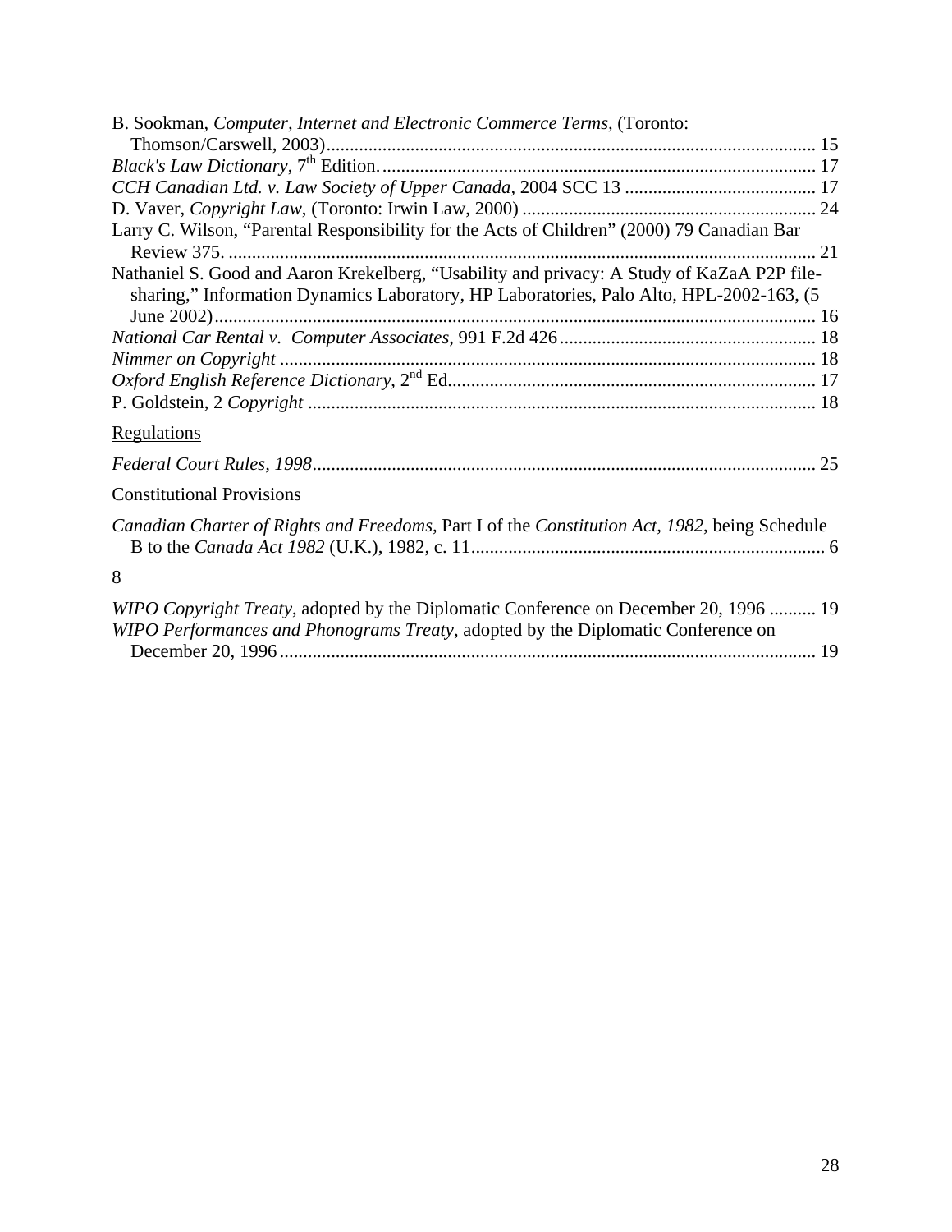B. Sookman, *Computer, Internet and Electronic Commerce Terms,* (Toronto: Thomson/Carswell, 2003)........................................................................................................ 15
*Black's Law Dictionary*, 7th Edition. ............................................................................................ 17
*CCH Canadian Ltd. v. Law Society of Upper Canada,* 2004 SCC 13 ......................................... 17
D. Vaver, *Copyright Law*, (Toronto: Irwin Law, 2000) .............................................................. 24
Larry C. Wilson, "Parental Responsibility for the Acts of Children" (2000) 79 Canadian Bar Review 375. ............................................................................................................................ 21
Nathaniel S. Good and Aaron Krekelberg, "Usability and privacy: A Study of KaZaA P2P file-sharing," Information Dynamics Laboratory, HP Laboratories, Palo Alto, HPL-2002-163, (5 June 2002)................................................................................................................................ 16
*National Car Rental v. Computer Associates*, 991 F.2d 426....................................................... 18
*Nimmer on Copyright* .................................................................................................................. 18
*Oxford English Reference Dictionary*, 2nd Ed.............................................................................. 17
P. Goldstein, 2 *Copyright* ............................................................................................................ 18

<u>Regulations</u>

*Federal Court Rules, 1998*............................................................................................................ 25

<u>Constitutional Provisions</u>

*Canadian Charter of Rights and Freedoms,* Part I of the *Constitution Act, 1982*, being Schedule B to the *Canada Act 1982* (U.K.), 1982, c. 11............................................................................ 6

<u>8</u>

*WIPO Copyright Treaty*, adopted by the Diplomatic Conference on December 20, 1996 .......... 19
*WIPO Performances and Phonograms Treaty*, adopted by the Diplomatic Conference on December 20, 1996.................................................................................................................. 19